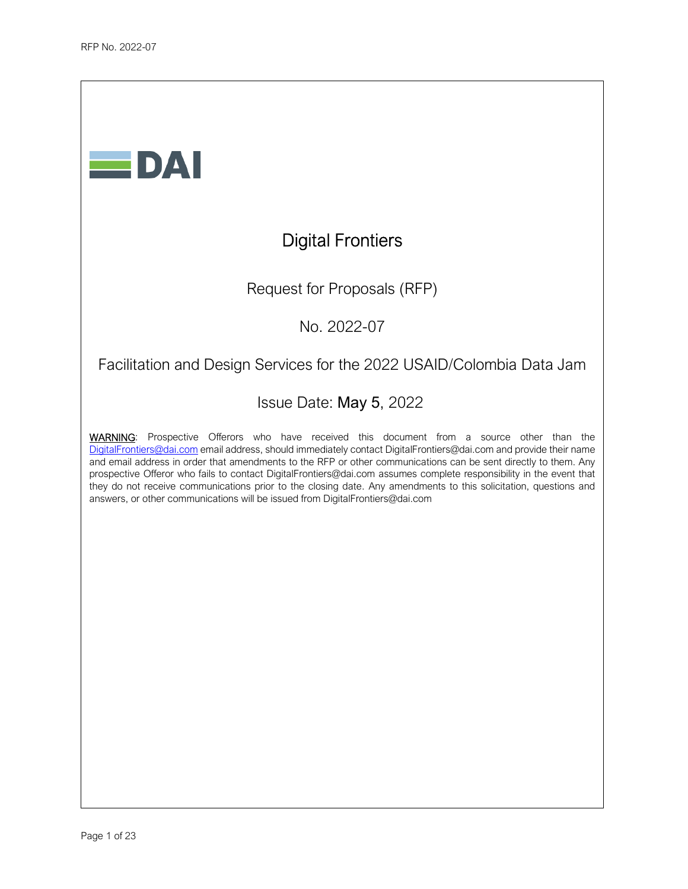DAI

# Digital Frontiers

## Request for Proposals (RFP)

## No. 2022-07

## Facilitation and Design Services for the 2022 USAID/Colombia Data Jam

## Issue Date: May 5, 2022

<u>WARNING</u>: Prospective Offerors who have received this document from a source other than the DigitalFrontiers@dai.com email address, should immediately contact DigitalFrontiers@dai.com and provide their name and email address in order that amendments to the RFP or other communications can be sent directly to them. Any prospective Offeror who fails to contact DigitalFrontiers@dai.com assumes complete responsibility in the event that they do not receive communications prior to the closing date. Any amendments to this solicitation, questions and answers, or other communications will be issued from DigitalFrontiers@dai.com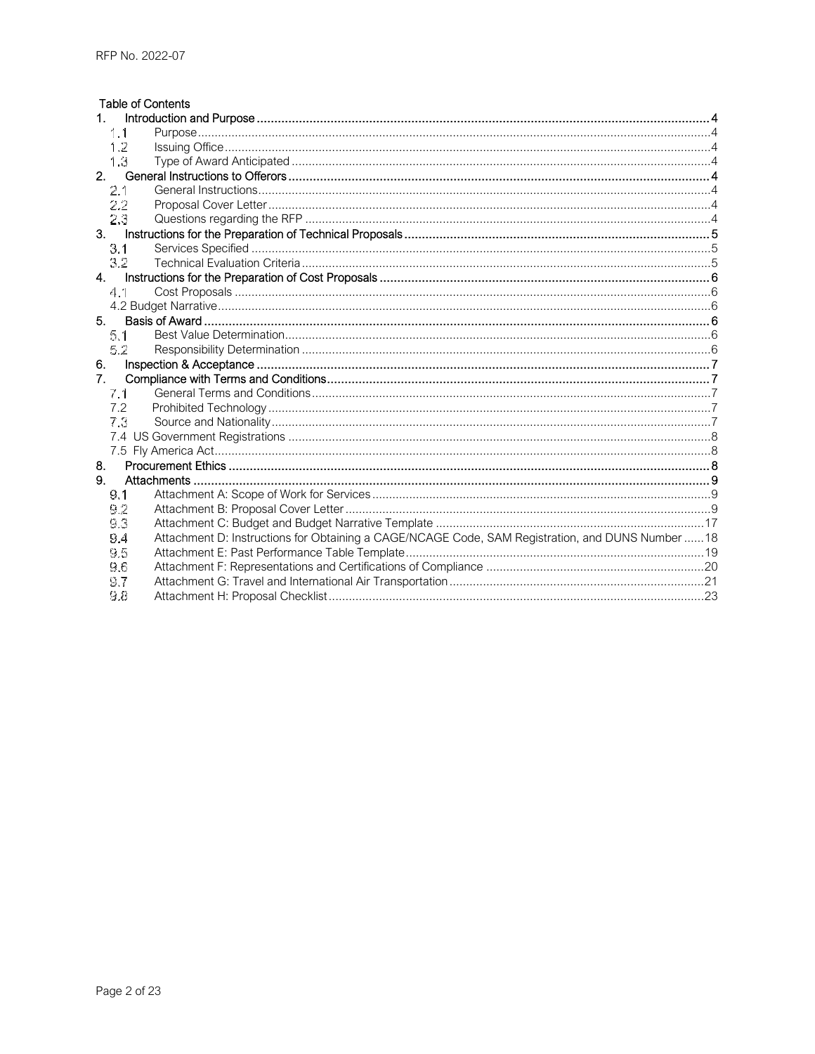RFP No. 2022-07

## Table of Contents

1. Introduction and Purpose .......... 4
   - 1.1 Purpose .......... 4
   - 1.2 Issuing Office .......... 4
   - 1.3 Type of Award Anticipated .......... 4
2. General Instructions to Offerors .......... 4
   - 2.1 General Instructions .......... 4
   - 2.2 Proposal Cover Letter .......... 4
   - 2.3 Questions regarding the RFP .......... 4
3. Instructions for the Preparation of Technical Proposals .......... 5
   - 3.1 Services Specified .......... 5
   - 3.2 Technical Evaluation Criteria .......... 5
4. Instructions for the Preparation of Cost Proposals .......... 6
   - 4.1 Cost Proposals .......... 6
   - 4.2 Budget Narrative .......... 6
5. Basis of Award .......... 6
   - 5.1 Best Value Determination .......... 6
   - 5.2 Responsibility Determination .......... 6
6. Inspection & Acceptance .......... 7
7. Compliance with Terms and Conditions .......... 7
   - 7.1 General Terms and Conditions .......... 7
   - 7.2 Prohibited Technology .......... 7
   - 7.3 Source and Nationality .......... 7
   - 7.4 US Government Registrations .......... 8
   - 7.5 Fly America Act .......... 8
8. Procurement Ethics .......... 8
9. Attachments .......... 9
   - 9.1 Attachment A: Scope of Work for Services .......... 9
   - 9.2 Attachment B: Proposal Cover Letter .......... 9
   - 9.3 Attachment C: Budget and Budget Narrative Template .......... 17
   - 9.4 Attachment D: Instructions for Obtaining a CAGE/NCAGE Code, SAM Registration, and DUNS Number .......... 18
   - 9.5 Attachment E: Past Performance Table Template .......... 19
   - 9.6 Attachment F: Representations and Certifications of Compliance .......... 20
   - 9.7 Attachment G: Travel and International Air Transportation .......... 21
   - 9.8 Attachment H: Proposal Checklist .......... 23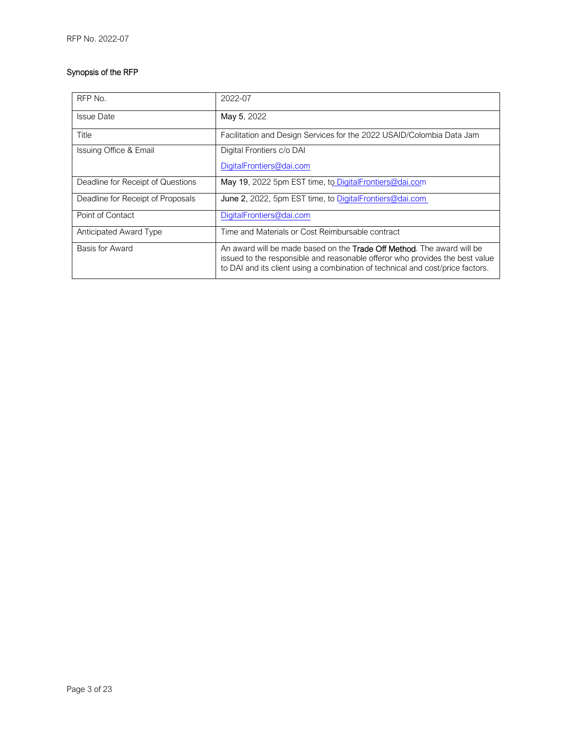## Synopsis of the RFP

| RFP No. | 2022-07 |
|---|---|
| Issue Date | May 5, 2022 |
| Title | Facilitation and Design Services for the 2022 USAID/Colombia Data Jam |
| Issuing Office & Email | Digital Frontiers c/o DAI<br><br>DigitalFrontiers@dai.com |
| Deadline for Receipt of Questions | May 19, 2022 5pm EST time, to DigitalFrontiers@dai.com |
| Deadline for Receipt of Proposals | June 2, 2022, 5pm EST time, to DigitalFrontiers@dai.com |
| Point of Contact | DigitalFrontiers@dai.com |
| Anticipated Award Type | Time and Materials or Cost Reimbursable contract |
| Basis for Award | An award will be made based on the Trade Off Method. The award will be issued to the responsible and reasonable offeror who provides the best value to DAI and its client using a combination of technical and cost/price factors. |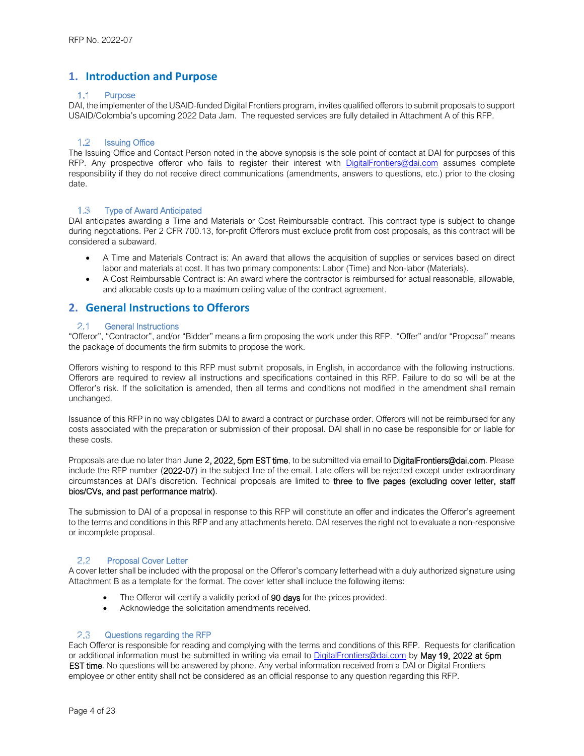# 1. Introduction and Purpose

## 1.1 Purpose

DAI, the implementer of the USAID-funded Digital Frontiers program, invites qualified offerors to submit proposals to support USAID/Colombia's upcoming 2022 Data Jam. The requested services are fully detailed in Attachment A of this RFP.

## 1.2 Issuing Office

The Issuing Office and Contact Person noted in the above synopsis is the sole point of contact at DAI for purposes of this RFP. Any prospective offeror who fails to register their interest with DigitalFrontiers@dai.com assumes complete responsibility if they do not receive direct communications (amendments, answers to questions, etc.) prior to the closing date.

## 1.3 Type of Award Anticipated

DAI anticipates awarding a Time and Materials or Cost Reimbursable contract. This contract type is subject to change during negotiations. Per 2 CFR 700.13, for-profit Offerors must exclude profit from cost proposals, as this contract will be considered a subaward.

- A Time and Materials Contract is: An award that allows the acquisition of supplies or services based on direct labor and materials at cost. It has two primary components: Labor (Time) and Non-labor (Materials).
- A Cost Reimbursable Contract is: An award where the contractor is reimbursed for actual reasonable, allowable, and allocable costs up to a maximum ceiling value of the contract agreement.

# 2. General Instructions to Offerors

## 2.1 General Instructions

"Offeror", "Contractor", and/or "Bidder" means a firm proposing the work under this RFP. "Offer" and/or "Proposal" means the package of documents the firm submits to propose the work.

Offerors wishing to respond to this RFP must submit proposals, in English, in accordance with the following instructions. Offerors are required to review all instructions and specifications contained in this RFP. Failure to do so will be at the Offeror's risk. If the solicitation is amended, then all terms and conditions not modified in the amendment shall remain unchanged.

Issuance of this RFP in no way obligates DAI to award a contract or purchase order. Offerors will not be reimbursed for any costs associated with the preparation or submission of their proposal. DAI shall in no case be responsible for or liable for these costs.

Proposals are due no later than **June 2, 2022, 5pm EST time**, to be submitted via email to **DigitalFrontiers@dai.com**. Please include the RFP number (**2022-07**) in the subject line of the email. Late offers will be rejected except under extraordinary circumstances at DAI's discretion. Technical proposals are limited to **three to five pages (excluding cover letter, staff bios/CVs, and past performance matrix)**.

The submission to DAI of a proposal in response to this RFP will constitute an offer and indicates the Offeror's agreement to the terms and conditions in this RFP and any attachments hereto. DAI reserves the right not to evaluate a non-responsive or incomplete proposal.

## 2.2 Proposal Cover Letter

A cover letter shall be included with the proposal on the Offeror's company letterhead with a duly authorized signature using Attachment B as a template for the format. The cover letter shall include the following items:

- The Offeror will certify a validity period of **90 days** for the prices provided.
- Acknowledge the solicitation amendments received.

## 2.3 Questions regarding the RFP

Each Offeror is responsible for reading and complying with the terms and conditions of this RFP. Requests for clarification or additional information must be submitted in writing via email to DigitalFrontiers@dai.com by **May 19, 2022 at 5pm EST time**. No questions will be answered by phone. Any verbal information received from a DAI or Digital Frontiers employee or other entity shall not be considered as an official response to any question regarding this RFP.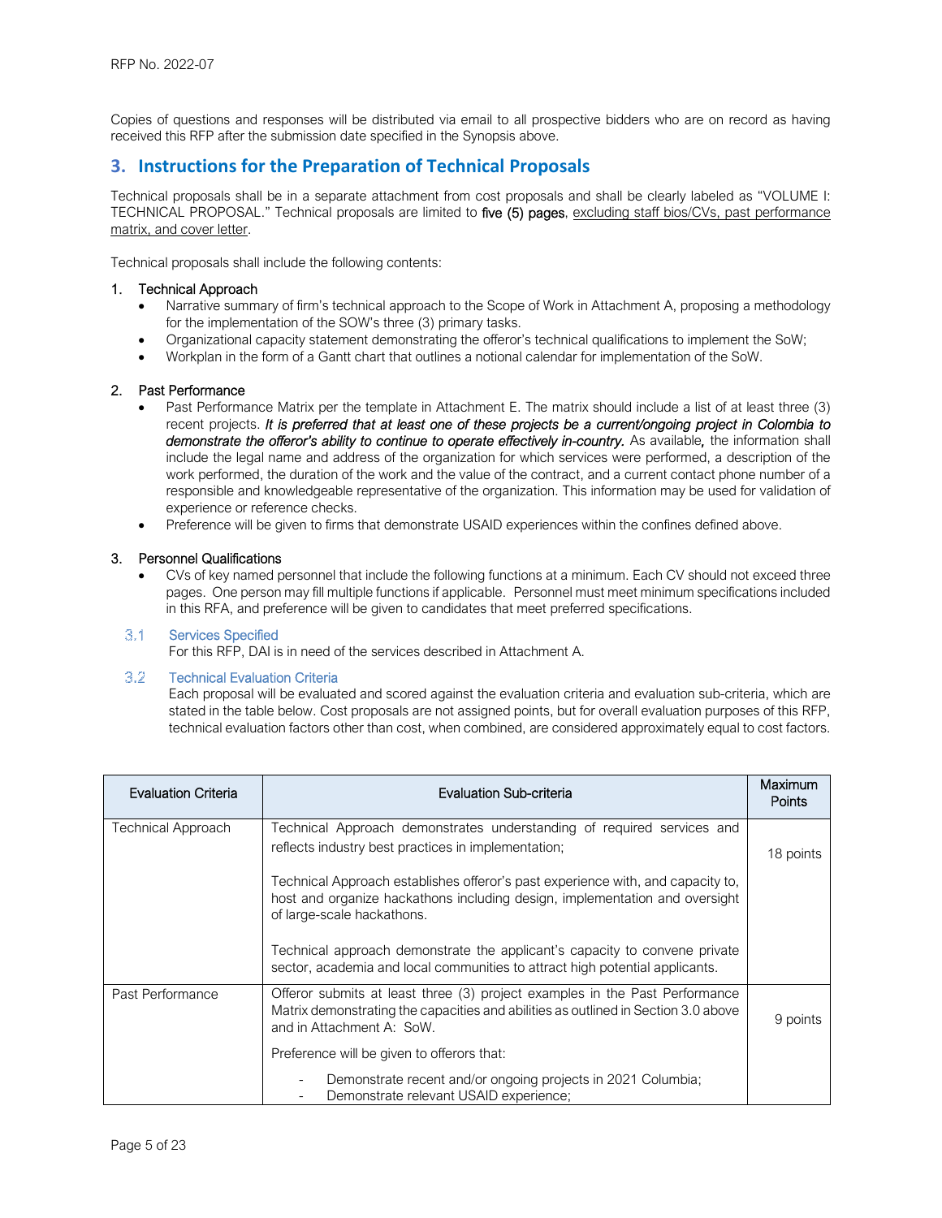Copies of questions and responses will be distributed via email to all prospective bidders who are on record as having received this RFP after the submission date specified in the Synopsis above.

## 3. Instructions for the Preparation of Technical Proposals

Technical proposals shall be in a separate attachment from cost proposals and shall be clearly labeled as "VOLUME I: TECHNICAL PROPOSAL." Technical proposals are limited to **five (5) pages**, excluding staff bios/CVs, past performance matrix, and cover letter.

Technical proposals shall include the following contents:

1. Technical Approach
   - Narrative summary of firm's technical approach to the Scope of Work in Attachment A, proposing a methodology for the implementation of the SOW's three (3) primary tasks.
   - Organizational capacity statement demonstrating the offeror's technical qualifications to implement the SoW;
   - Workplan in the form of a Gantt chart that outlines a notional calendar for implementation of the SoW.

2. Past Performance
   - Past Performance Matrix per the template in Attachment E. The matrix should include a list of at least three (3) recent projects. ***It is preferred that at least one of these projects be a current/ongoing project in Colombia to demonstrate the offeror's ability to continue to operate effectively in-country.*** As available***,*** the information shall include the legal name and address of the organization for which services were performed, a description of the work performed, the duration of the work and the value of the contract, and a current contact phone number of a responsible and knowledgeable representative of the organization. This information may be used for validation of experience or reference checks.
   - Preference will be given to firms that demonstrate USAID experiences within the confines defined above.

3. Personnel Qualifications
   - CVs of key named personnel that include the following functions at a minimum. Each CV should not exceed three pages. One person may fill multiple functions if applicable. Personnel must meet minimum specifications included in this RFA, and preference will be given to candidates that meet preferred specifications.

### 3.1 Services Specified

For this RFP, DAI is in need of the services described in Attachment A.

### 3.2 Technical Evaluation Criteria

Each proposal will be evaluated and scored against the evaluation criteria and evaluation sub-criteria, which are stated in the table below. Cost proposals are not assigned points, but for overall evaluation purposes of this RFP, technical evaluation factors other than cost, when combined, are considered approximately equal to cost factors.

| Evaluation Criteria | Evaluation Sub-criteria | Maximum Points |
|---|---|---|
| Technical Approach | Technical Approach demonstrates understanding of required services and reflects industry best practices in implementation;<br><br>Technical Approach establishes offeror's past experience with, and capacity to, host and organize hackathons including design, implementation and oversight of large-scale hackathons.<br><br>Technical approach demonstrate the applicant's capacity to convene private sector, academia and local communities to attract high potential applicants. | 18 points |
| Past Performance | Offeror submits at least three (3) project examples in the Past Performance Matrix demonstrating the capacities and abilities as outlined in Section 3.0 above and in Attachment A: SoW.<br><br>Preference will be given to offerors that:<br>- Demonstrate recent and/or ongoing projects in 2021 Columbia;<br>- Demonstrate relevant USAID experience; | 9 points |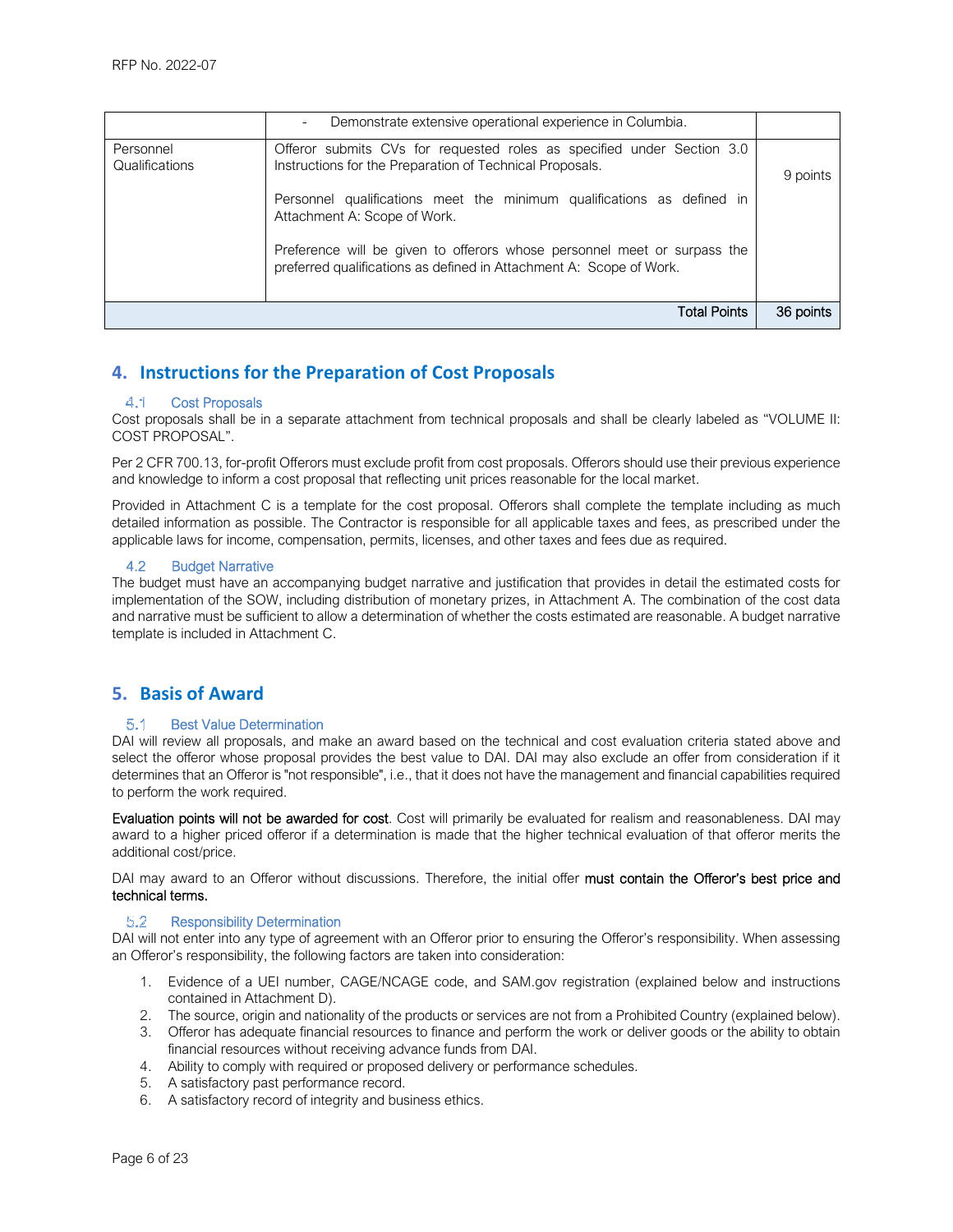| | | |
|---|---|---|
| | - Demonstrate extensive operational experience in Columbia. | |
| Personnel Qualifications | Offeror submits CVs for requested roles as specified under Section 3.0 Instructions for the Preparation of Technical Proposals.<br><br>Personnel qualifications meet the minimum qualifications as defined in Attachment A: Scope of Work.<br><br>Preference will be given to offerors whose personnel meet or surpass the preferred qualifications as defined in Attachment A: Scope of Work. | 9 points |
| | **Total Points** | **36 points** |

## 4. Instructions for the Preparation of Cost Proposals

### 4.1 Cost Proposals

Cost proposals shall be in a separate attachment from technical proposals and shall be clearly labeled as "VOLUME II: COST PROPOSAL".

Per 2 CFR 700.13, for-profit Offerors must exclude profit from cost proposals. Offerors should use their previous experience and knowledge to inform a cost proposal that reflecting unit prices reasonable for the local market.

Provided in Attachment C is a template for the cost proposal. Offerors shall complete the template including as much detailed information as possible. The Contractor is responsible for all applicable taxes and fees, as prescribed under the applicable laws for income, compensation, permits, licenses, and other taxes and fees due as required.

### 4.2 Budget Narrative

The budget must have an accompanying budget narrative and justification that provides in detail the estimated costs for implementation of the SOW, including distribution of monetary prizes, in Attachment A. The combination of the cost data and narrative must be sufficient to allow a determination of whether the costs estimated are reasonable. A budget narrative template is included in Attachment C.

## 5. Basis of Award

### 5.1 Best Value Determination

DAI will review all proposals, and make an award based on the technical and cost evaluation criteria stated above and select the offeror whose proposal provides the best value to DAI. DAI may also exclude an offer from consideration if it determines that an Offeror is "not responsible", i.e., that it does not have the management and financial capabilities required to perform the work required.

**Evaluation points will not be awarded for cost**. Cost will primarily be evaluated for realism and reasonableness. DAI may award to a higher priced offeror if a determination is made that the higher technical evaluation of that offeror merits the additional cost/price.

DAI may award to an Offeror without discussions. Therefore, the initial offer **must contain the Offeror's best price and technical terms.**

### 5.2 Responsibility Determination

DAI will not enter into any type of agreement with an Offeror prior to ensuring the Offeror's responsibility. When assessing an Offeror's responsibility, the following factors are taken into consideration:

1. Evidence of a UEI number, CAGE/NCAGE code, and SAM.gov registration (explained below and instructions contained in Attachment D).
2. The source, origin and nationality of the products or services are not from a Prohibited Country (explained below).
3. Offeror has adequate financial resources to finance and perform the work or deliver goods or the ability to obtain financial resources without receiving advance funds from DAI.
4. Ability to comply with required or proposed delivery or performance schedules.
5. A satisfactory past performance record.
6. A satisfactory record of integrity and business ethics.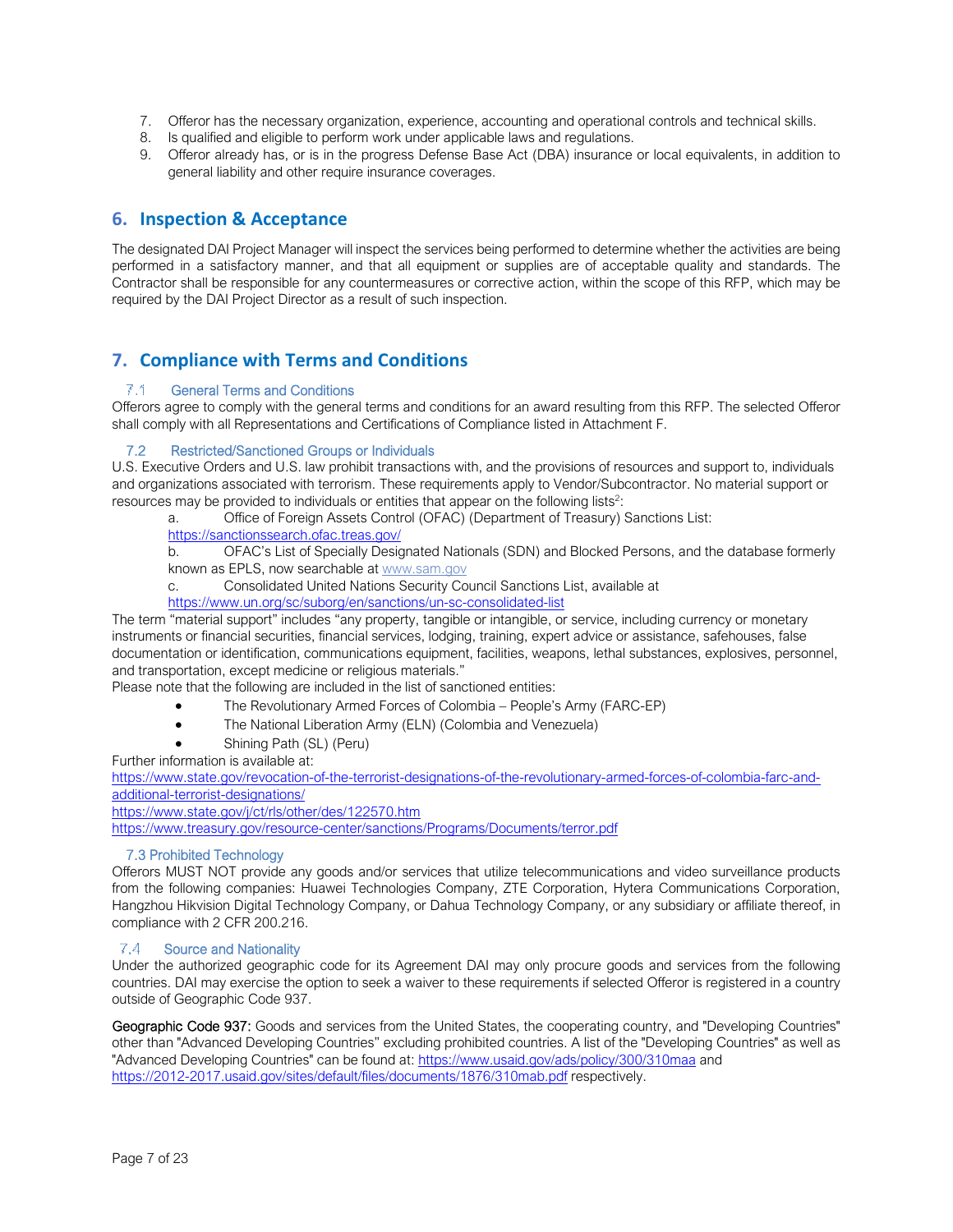7. Offeror has the necessary organization, experience, accounting and operational controls and technical skills.
8. Is qualified and eligible to perform work under applicable laws and regulations.
9. Offeror already has, or is in the progress Defense Base Act (DBA) insurance or local equivalents, in addition to general liability and other require insurance coverages.

## 6. Inspection & Acceptance

The designated DAI Project Manager will inspect the services being performed to determine whether the activities are being performed in a satisfactory manner, and that all equipment or supplies are of acceptable quality and standards. The Contractor shall be responsible for any countermeasures or corrective action, within the scope of this RFP, which may be required by the DAI Project Director as a result of such inspection.

## 7. Compliance with Terms and Conditions

### 7.1 General Terms and Conditions

Offerors agree to comply with the general terms and conditions for an award resulting from this RFP. The selected Offeror shall comply with all Representations and Certifications of Compliance listed in Attachment F.

### 7.2 Restricted/Sanctioned Groups or Individuals

U.S. Executive Orders and U.S. law prohibit transactions with, and the provisions of resources and support to, individuals and organizations associated with terrorism. These requirements apply to Vendor/Subcontractor. No material support or resources may be provided to individuals or entities that appear on the following lists[2]:

a. Office of Foreign Assets Control (OFAC) (Department of Treasury) Sanctions List: https://sanctionssearch.ofac.treas.gov/

b. OFAC's List of Specially Designated Nationals (SDN) and Blocked Persons, and the database formerly known as EPLS, now searchable at www.sam.gov

c. Consolidated United Nations Security Council Sanctions List, available at https://www.un.org/sc/suborg/en/sanctions/un-sc-consolidated-list

The term "material support" includes "any property, tangible or intangible, or service, including currency or monetary instruments or financial securities, financial services, lodging, training, expert advice or assistance, safehouses, false documentation or identification, communications equipment, facilities, weapons, lethal substances, explosives, personnel, and transportation, except medicine or religious materials."

Please note that the following are included in the list of sanctioned entities:

- The Revolutionary Armed Forces of Colombia – People's Army (FARC-EP)
- The National Liberation Army (ELN) (Colombia and Venezuela)
- Shining Path (SL) (Peru)

Further information is available at:
https://www.state.gov/revocation-of-the-terrorist-designations-of-the-revolutionary-armed-forces-of-colombia-farc-and-additional-terrorist-designations/
https://www.state.gov/j/ct/rls/other/des/122570.htm
https://www.treasury.gov/resource-center/sanctions/Programs/Documents/terror.pdf

### 7.3 Prohibited Technology

Offerors MUST NOT provide any goods and/or services that utilize telecommunications and video surveillance products from the following companies: Huawei Technologies Company, ZTE Corporation, Hytera Communications Corporation, Hangzhou Hikvision Digital Technology Company, or Dahua Technology Company, or any subsidiary or affiliate thereof, in compliance with 2 CFR 200.216.

### 7.4 Source and Nationality

Under the authorized geographic code for its Agreement DAI may only procure goods and services from the following countries. DAI may exercise the option to seek a waiver to these requirements if selected Offeror is registered in a country outside of Geographic Code 937.

**Geographic Code 937:** Goods and services from the United States, the cooperating country, and "Developing Countries" other than "Advanced Developing Countries" excluding prohibited countries. A list of the "Developing Countries" as well as "Advanced Developing Countries" can be found at: https://www.usaid.gov/ads/policy/300/310maa and https://2012-2017.usaid.gov/sites/default/files/documents/1876/310mab.pdf respectively.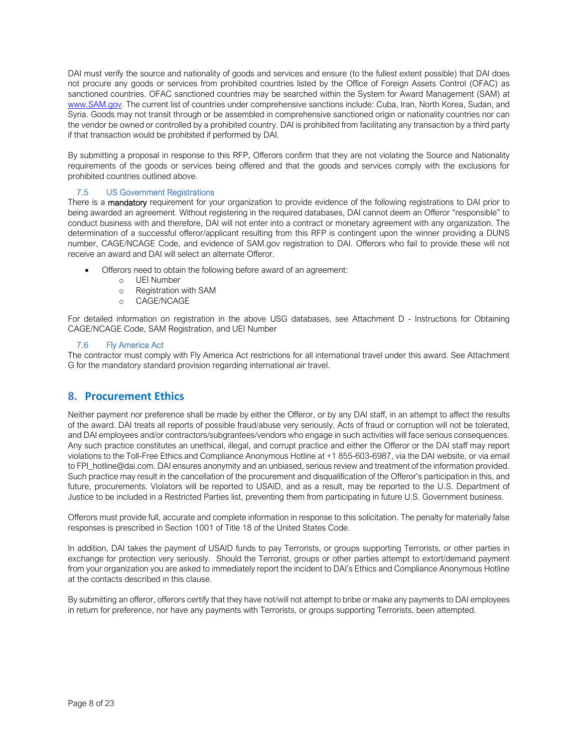DAI must verify the source and nationality of goods and services and ensure (to the fullest extent possible) that DAI does not procure any goods or services from prohibited countries listed by the Office of Foreign Assets Control (OFAC) as sanctioned countries. OFAC sanctioned countries may be searched within the System for Award Management (SAM) at www.SAM.gov. The current list of countries under comprehensive sanctions include: Cuba, Iran, North Korea, Sudan, and Syria. Goods may not transit through or be assembled in comprehensive sanctioned origin or nationality countries nor can the vendor be owned or controlled by a prohibited country. DAI is prohibited from facilitating any transaction by a third party if that transaction would be prohibited if performed by DAI.

By submitting a proposal in response to this RFP, Offerors confirm that they are not violating the Source and Nationality requirements of the goods or services being offered and that the goods and services comply with the exclusions for prohibited countries outlined above.

### 7.5 US Government Registrations

There is a **mandatory** requirement for your organization to provide evidence of the following registrations to DAI prior to being awarded an agreement. Without registering in the required databases, DAI cannot deem an Offeror "responsible" to conduct business with and therefore, DAI will not enter into a contract or monetary agreement with any organization. The determination of a successful offeror/applicant resulting from this RFP is contingent upon the winner providing a DUNS number, CAGE/NCAGE Code, and evidence of SAM.gov registration to DAI. Offerors who fail to provide these will not receive an award and DAI will select an alternate Offeror.

- Offerors need to obtain the following before award of an agreement:
  - UEI Number
  - Registration with SAM
  - CAGE/NCAGE

For detailed information on registration in the above USG databases, see Attachment D - Instructions for Obtaining CAGE/NCAGE Code, SAM Registration, and UEI Number

### 7.6 Fly America Act

The contractor must comply with Fly America Act restrictions for all international travel under this award. See Attachment G for the mandatory standard provision regarding international air travel.

## 8. Procurement Ethics

Neither payment nor preference shall be made by either the Offeror, or by any DAI staff, in an attempt to affect the results of the award. DAI treats all reports of possible fraud/abuse very seriously. Acts of fraud or corruption will not be tolerated, and DAI employees and/or contractors/subgrantees/vendors who engage in such activities will face serious consequences. Any such practice constitutes an unethical, illegal, and corrupt practice and either the Offeror or the DAI staff may report violations to the Toll-Free Ethics and Compliance Anonymous Hotline at +1 855-603-6987, via the DAI website, or via email to FPI_hotline@dai.com. DAI ensures anonymity and an unbiased, serious review and treatment of the information provided. Such practice may result in the cancellation of the procurement and disqualification of the Offeror's participation in this, and future, procurements. Violators will be reported to USAID, and as a result, may be reported to the U.S. Department of Justice to be included in a Restricted Parties list, preventing them from participating in future U.S. Government business.

Offerors must provide full, accurate and complete information in response to this solicitation. The penalty for materially false responses is prescribed in Section 1001 of Title 18 of the United States Code.

In addition, DAI takes the payment of USAID funds to pay Terrorists, or groups supporting Terrorists, or other parties in exchange for protection very seriously. Should the Terrorist, groups or other parties attempt to extort/demand payment from your organization you are asked to immediately report the incident to DAI's Ethics and Compliance Anonymous Hotline at the contacts described in this clause.

By submitting an offeror, offerors certify that they have not/will not attempt to bribe or make any payments to DAI employees in return for preference, nor have any payments with Terrorists, or groups supporting Terrorists, been attempted.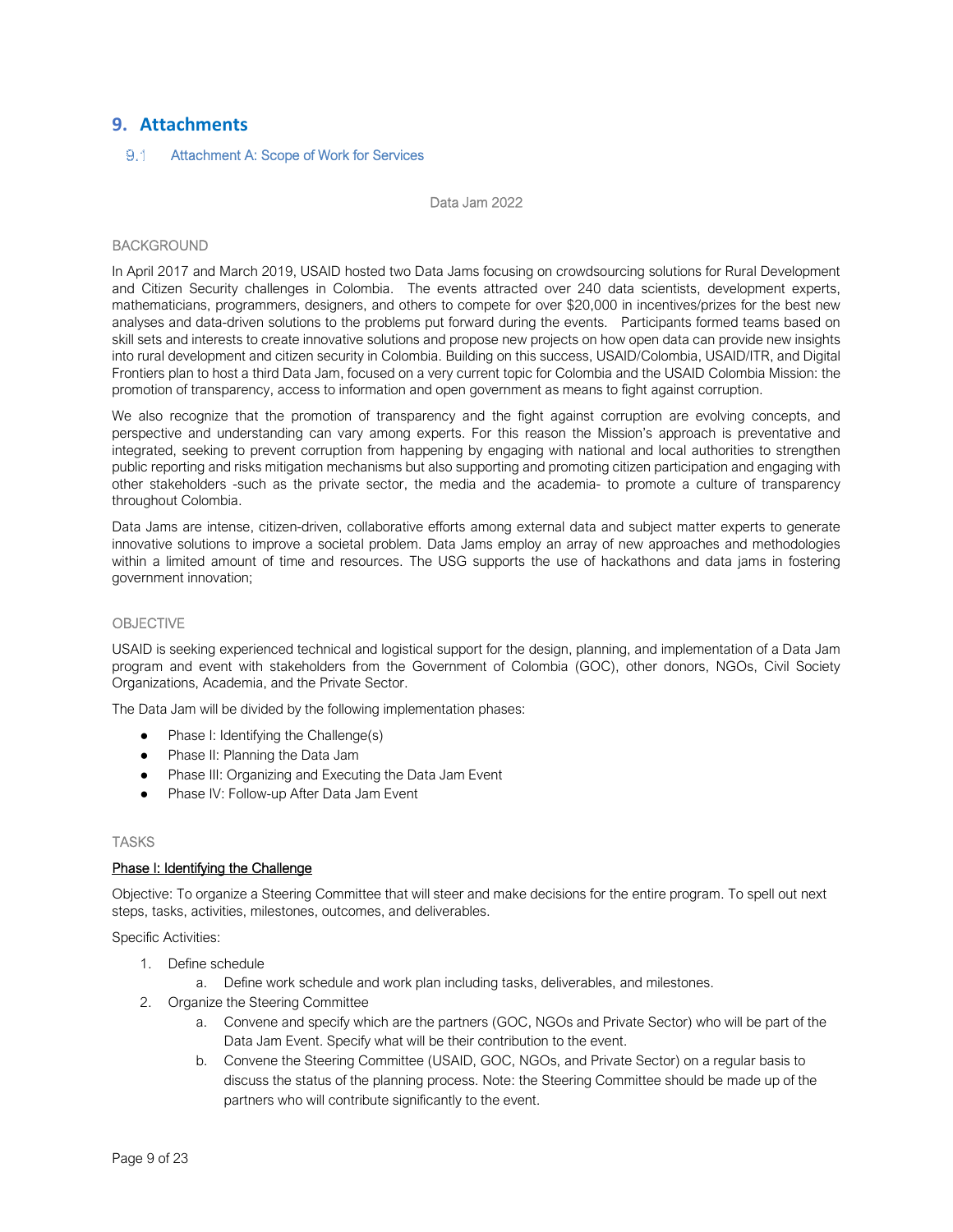# 9. Attachments

## 9.1 Attachment A: Scope of Work for Services

Data Jam 2022

BACKGROUND

In April 2017 and March 2019, USAID hosted two Data Jams focusing on crowdsourcing solutions for Rural Development and Citizen Security challenges in Colombia. The events attracted over 240 data scientists, development experts, mathematicians, programmers, designers, and others to compete for over $20,000 in incentives/prizes for the best new analyses and data-driven solutions to the problems put forward during the events. Participants formed teams based on skill sets and interests to create innovative solutions and propose new projects on how open data can provide new insights into rural development and citizen security in Colombia. Building on this success, USAID/Colombia, USAID/ITR, and Digital Frontiers plan to host a third Data Jam, focused on a very current topic for Colombia and the USAID Colombia Mission: the promotion of transparency, access to information and open government as means to fight against corruption.

We also recognize that the promotion of transparency and the fight against corruption are evolving concepts, and perspective and understanding can vary among experts. For this reason the Mission's approach is preventative and integrated, seeking to prevent corruption from happening by engaging with national and local authorities to strengthen public reporting and risks mitigation mechanisms but also supporting and promoting citizen participation and engaging with other stakeholders -such as the private sector, the media and the academia- to promote a culture of transparency throughout Colombia.

Data Jams are intense, citizen-driven, collaborative efforts among external data and subject matter experts to generate innovative solutions to improve a societal problem. Data Jams employ an array of new approaches and methodologies within a limited amount of time and resources. The USG supports the use of hackathons and data jams in fostering government innovation;

OBJECTIVE

USAID is seeking experienced technical and logistical support for the design, planning, and implementation of a Data Jam program and event with stakeholders from the Government of Colombia (GOC), other donors, NGOs, Civil Society Organizations, Academia, and the Private Sector.

The Data Jam will be divided by the following implementation phases:

- Phase I: Identifying the Challenge(s)
- Phase II: Planning the Data Jam
- Phase III: Organizing and Executing the Data Jam Event
- Phase IV: Follow-up After Data Jam Event

TASKS

<u>Phase I: Identifying the Challenge</u>

Objective: To organize a Steering Committee that will steer and make decisions for the entire program. To spell out next steps, tasks, activities, milestones, outcomes, and deliverables.

Specific Activities:

1. Define schedule
    a. Define work schedule and work plan including tasks, deliverables, and milestones.
2. Organize the Steering Committee
    a. Convene and specify which are the partners (GOC, NGOs and Private Sector) who will be part of the Data Jam Event. Specify what will be their contribution to the event.
    b. Convene the Steering Committee (USAID, GOC, NGOs, and Private Sector) on a regular basis to discuss the status of the planning process. Note: the Steering Committee should be made up of the partners who will contribute significantly to the event.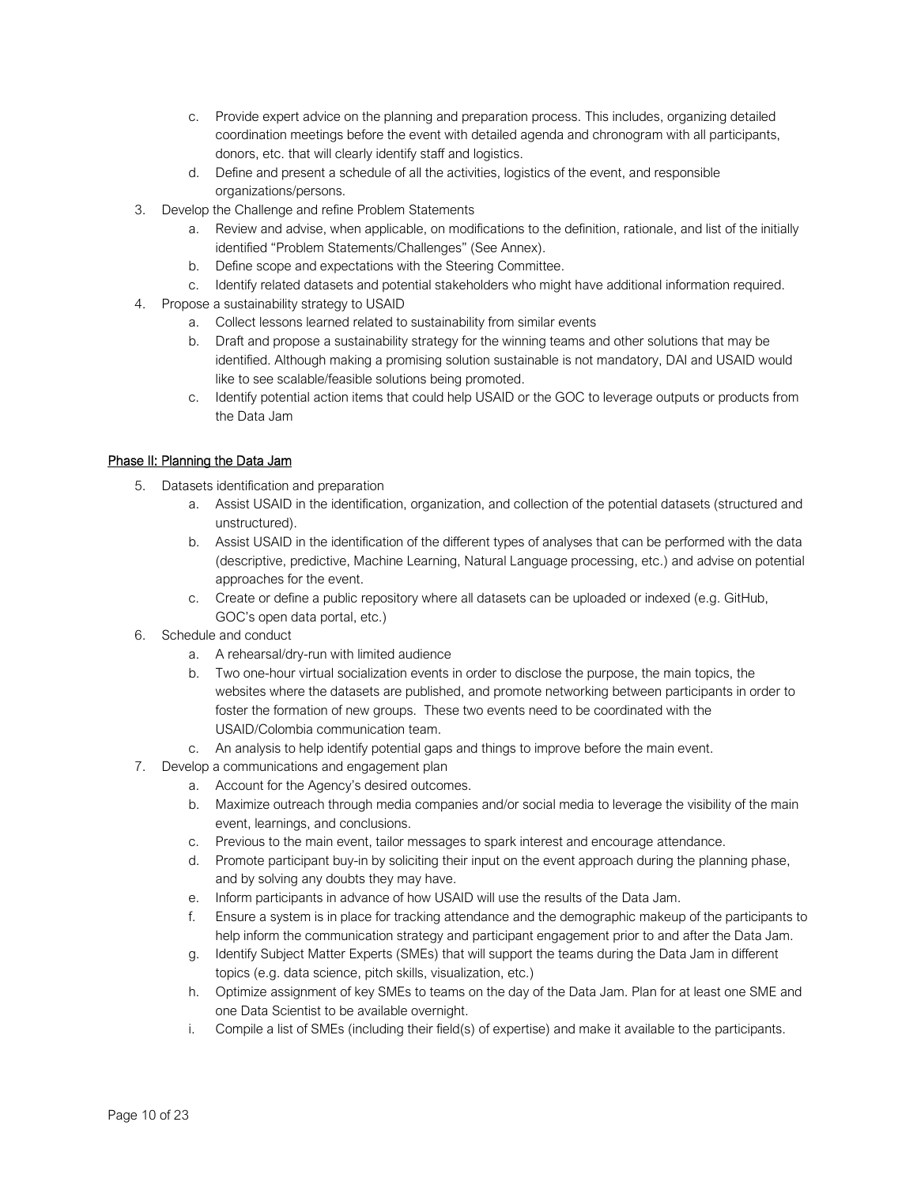c. Provide expert advice on the planning and preparation process. This includes, organizing detailed coordination meetings before the event with detailed agenda and chronogram with all participants, donors, etc. that will clearly identify staff and logistics.
   d. Define and present a schedule of all the activities, logistics of the event, and responsible organizations/persons.
3. Develop the Challenge and refine Problem Statements
   a. Review and advise, when applicable, on modifications to the definition, rationale, and list of the initially identified "Problem Statements/Challenges" (See Annex).
   b. Define scope and expectations with the Steering Committee.
   c. Identify related datasets and potential stakeholders who might have additional information required.
4. Propose a sustainability strategy to USAID
   a. Collect lessons learned related to sustainability from similar events
   b. Draft and propose a sustainability strategy for the winning teams and other solutions that may be identified. Although making a promising solution sustainable is not mandatory, DAI and USAID would like to see scalable/feasible solutions being promoted.
   c. Identify potential action items that could help USAID or the GOC to leverage outputs or products from the Data Jam

<u>Phase II: Planning the Data Jam</u>

5. Datasets identification and preparation
   a. Assist USAID in the identification, organization, and collection of the potential datasets (structured and unstructured).
   b. Assist USAID in the identification of the different types of analyses that can be performed with the data (descriptive, predictive, Machine Learning, Natural Language processing, etc.) and advise on potential approaches for the event.
   c. Create or define a public repository where all datasets can be uploaded or indexed (e.g. GitHub, GOC's open data portal, etc.)
6. Schedule and conduct
   a. A rehearsal/dry-run with limited audience
   b. Two one-hour virtual socialization events in order to disclose the purpose, the main topics, the websites where the datasets are published, and promote networking between participants in order to foster the formation of new groups. These two events need to be coordinated with the USAID/Colombia communication team.
   c. An analysis to help identify potential gaps and things to improve before the main event.
7. Develop a communications and engagement plan
   a. Account for the Agency's desired outcomes.
   b. Maximize outreach through media companies and/or social media to leverage the visibility of the main event, learnings, and conclusions.
   c. Previous to the main event, tailor messages to spark interest and encourage attendance.
   d. Promote participant buy-in by soliciting their input on the event approach during the planning phase, and by solving any doubts they may have.
   e. Inform participants in advance of how USAID will use the results of the Data Jam.
   f. Ensure a system is in place for tracking attendance and the demographic makeup of the participants to help inform the communication strategy and participant engagement prior to and after the Data Jam.
   g. Identify Subject Matter Experts (SMEs) that will support the teams during the Data Jam in different topics (e.g. data science, pitch skills, visualization, etc.)
   h. Optimize assignment of key SMEs to teams on the day of the Data Jam. Plan for at least one SME and one Data Scientist to be available overnight.
   i. Compile a list of SMEs (including their field(s) of expertise) and make it available to the participants.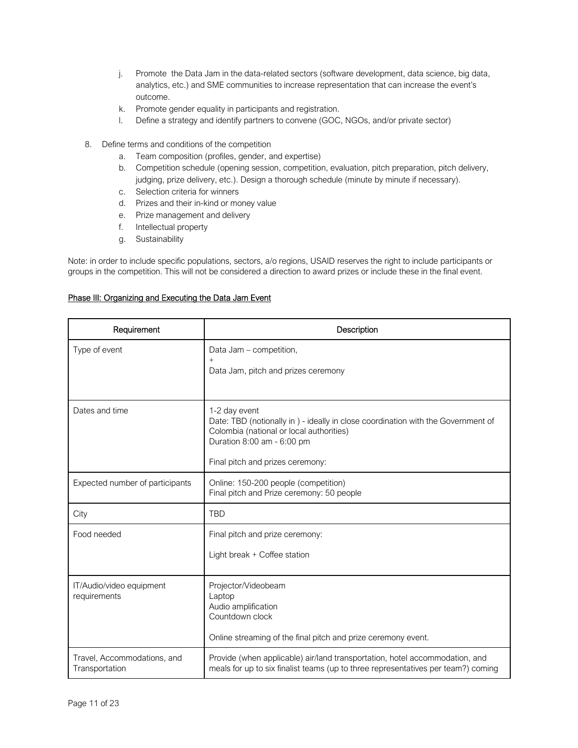j. Promote the Data Jam in the data-related sectors (software development, data science, big data, analytics, etc.) and SME communities to increase representation that can increase the event's outcome.
k. Promote gender equality in participants and registration.
l. Define a strategy and identify partners to convene (GOC, NGOs, and/or private sector)

8. Define terms and conditions of the competition
   a. Team composition (profiles, gender, and expertise)
   b. Competition schedule (opening session, competition, evaluation, pitch preparation, pitch delivery, judging, prize delivery, etc.). Design a thorough schedule (minute by minute if necessary).
   c. Selection criteria for winners
   d. Prizes and their in-kind or money value
   e. Prize management and delivery
   f. Intellectual property
   g. Sustainability

Note: in order to include specific populations, sectors, a/o regions, USAID reserves the right to include participants or groups in the competition. This will not be considered a direction to award prizes or include these in the final event.

<u>Phase III: Organizing and Executing the Data Jam Event</u>

| Requirement | Description |
|---|---|
| Type of event | Data Jam – competition,<br>+<br>Data Jam, pitch and prizes ceremony |
| Dates and time | 1-2 day event<br>Date: TBD (notionally in ) - ideally in close coordination with the Government of Colombia (national or local authorities)<br>Duration 8:00 am - 6:00 pm<br><br>Final pitch and prizes ceremony: |
| Expected number of participants | Online: 150-200 people (competition)<br>Final pitch and Prize ceremony: 50 people |
| City | TBD |
| Food needed | Final pitch and prize ceremony:<br><br>Light break + Coffee station |
| IT/Audio/video equipment requirements | Projector/Videobeam<br>Laptop<br>Audio amplification<br>Countdown clock<br><br>Online streaming of the final pitch and prize ceremony event. |
| Travel, Accommodations, and Transportation | Provide (when applicable) air/land transportation, hotel accommodation, and meals for up to six finalist teams (up to three representatives per team?) coming |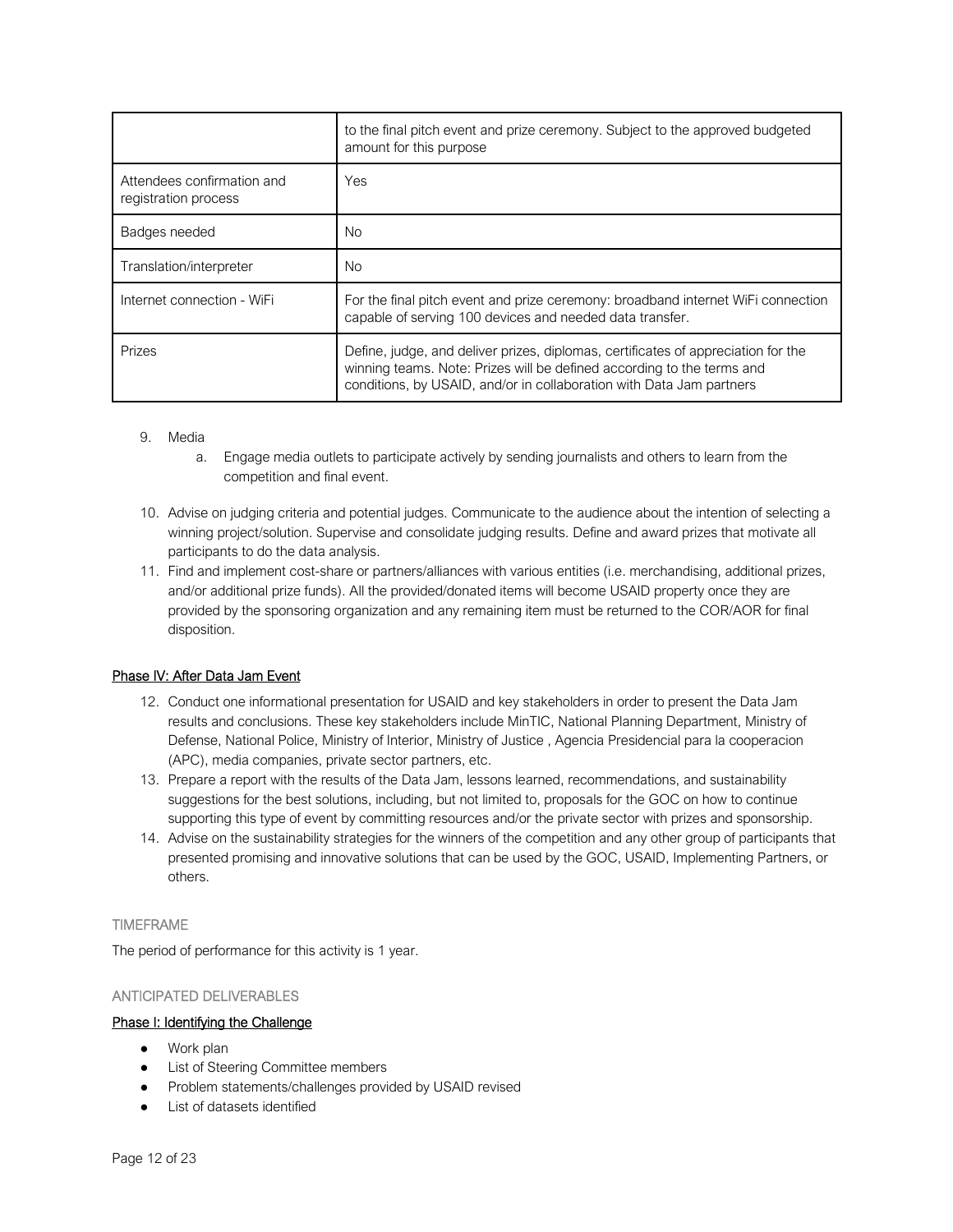| | |
|---|---|
| | to the final pitch event and prize ceremony. Subject to the approved budgeted amount for this purpose |
| Attendees confirmation and registration process | Yes |
| Badges needed | No |
| Translation/interpreter | No |
| Internet connection - WiFi | For the final pitch event and prize ceremony: broadband internet WiFi connection capable of serving 100 devices and needed data transfer. |
| Prizes | Define, judge, and deliver prizes, diplomas, certificates of appreciation for the winning teams. Note: Prizes will be defined according to the terms and conditions, by USAID, and/or in collaboration with Data Jam partners |

9. Media
   a. Engage media outlets to participate actively by sending journalists and others to learn from the competition and final event.

10. Advise on judging criteria and potential judges. Communicate to the audience about the intention of selecting a winning project/solution. Supervise and consolidate judging results. Define and award prizes that motivate all participants to do the data analysis.
11. Find and implement cost-share or partners/alliances with various entities (i.e. merchandising, additional prizes, and/or additional prize funds). All the provided/donated items will become USAID property once they are provided by the sponsoring organization and any remaining item must be returned to the COR/AOR for final disposition.

<u>Phase IV: After Data Jam Event</u>

12. Conduct one informational presentation for USAID and key stakeholders in order to present the Data Jam results and conclusions. These key stakeholders include MinTIC, National Planning Department, Ministry of Defense, National Police, Ministry of Interior, Ministry of Justice , Agencia Presidencial para la cooperacion (APC), media companies, private sector partners, etc.
13. Prepare a report with the results of the Data Jam, lessons learned, recommendations, and sustainability suggestions for the best solutions, including, but not limited to, proposals for the GOC on how to continue supporting this type of event by committing resources and/or the private sector with prizes and sponsorship.
14. Advise on the sustainability strategies for the winners of the competition and any other group of participants that presented promising and innovative solutions that can be used by the GOC, USAID, Implementing Partners, or others.

## TIMEFRAME

The period of performance for this activity is 1 year.

## ANTICIPATED DELIVERABLES

<u>Phase I: Identifying the Challenge</u>

- Work plan
- List of Steering Committee members
- Problem statements/challenges provided by USAID revised
- List of datasets identified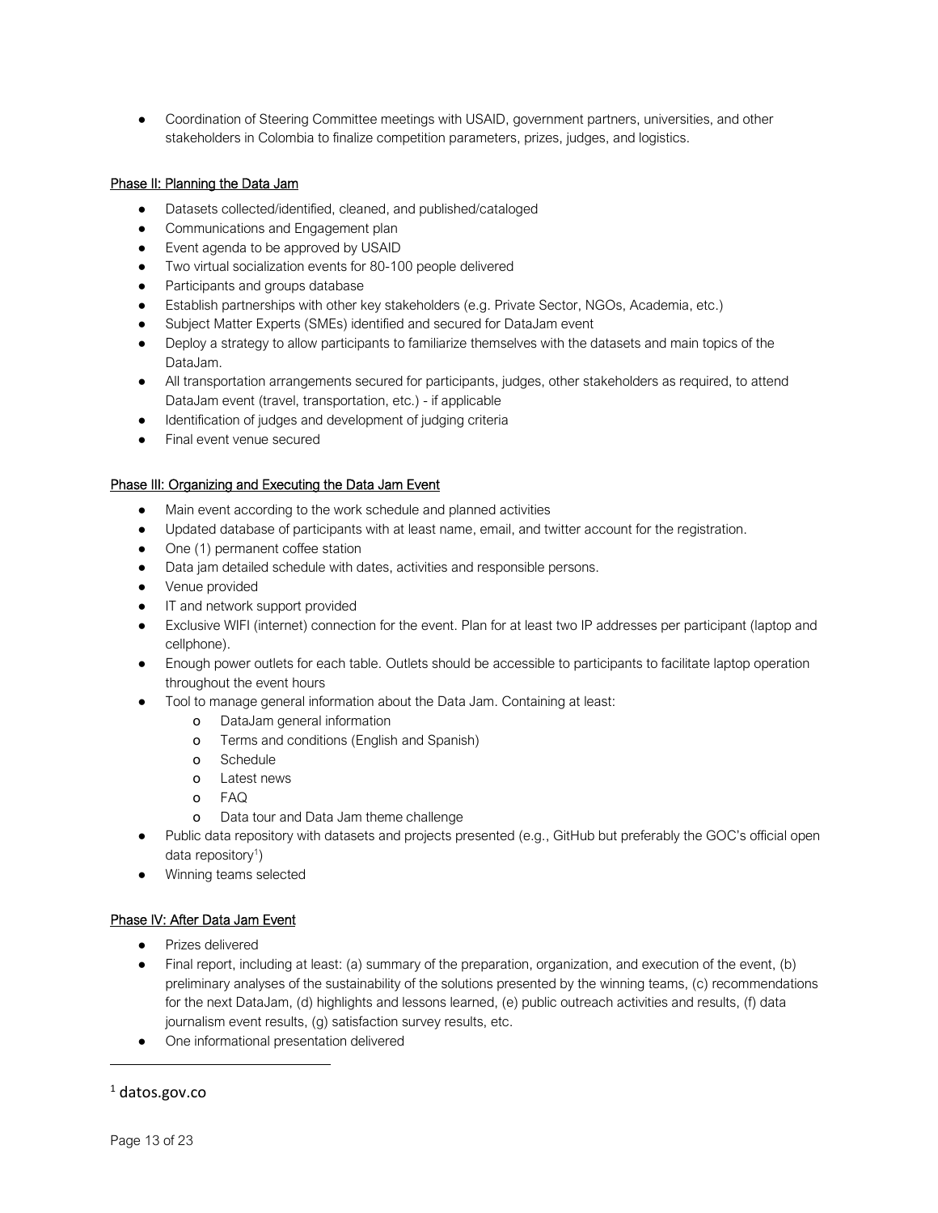- Coordination of Steering Committee meetings with USAID, government partners, universities, and other stakeholders in Colombia to finalize competition parameters, prizes, judges, and logistics.

<u>Phase II: Planning the Data Jam</u>

- Datasets collected/identified, cleaned, and published/cataloged
- Communications and Engagement plan
- Event agenda to be approved by USAID
- Two virtual socialization events for 80-100 people delivered
- Participants and groups database
- Establish partnerships with other key stakeholders (e.g. Private Sector, NGOs, Academia, etc.)
- Subject Matter Experts (SMEs) identified and secured for DataJam event
- Deploy a strategy to allow participants to familiarize themselves with the datasets and main topics of the DataJam.
- All transportation arrangements secured for participants, judges, other stakeholders as required, to attend DataJam event (travel, transportation, etc.) - if applicable
- Identification of judges and development of judging criteria
- Final event venue secured

<u>Phase III: Organizing and Executing the Data Jam Event</u>

- Main event according to the work schedule and planned activities
- Updated database of participants with at least name, email, and twitter account for the registration.
- One (1) permanent coffee station
- Data jam detailed schedule with dates, activities and responsible persons.
- Venue provided
- IT and network support provided
- Exclusive WIFI (internet) connection for the event. Plan for at least two IP addresses per participant (laptop and cellphone).
- Enough power outlets for each table. Outlets should be accessible to participants to facilitate laptop operation throughout the event hours
- Tool to manage general information about the Data Jam. Containing at least:
    - DataJam general information
    - Terms and conditions (English and Spanish)
    - Schedule
    - Latest news
    - FAQ
    - Data tour and Data Jam theme challenge
- Public data repository with datasets and projects presented (e.g., GitHub but preferably the GOC's official open data repository[1])
- Winning teams selected

<u>Phase IV: After Data Jam Event</u>

- Prizes delivered
- Final report, including at least: (a) summary of the preparation, organization, and execution of the event, (b) preliminary analyses of the sustainability of the solutions presented by the winning teams, (c) recommendations for the next DataJam, (d) highlights and lessons learned, (e) public outreach activities and results, (f) data journalism event results, (g) satisfaction survey results, etc.
- One informational presentation delivered

---

[1] datos.gov.co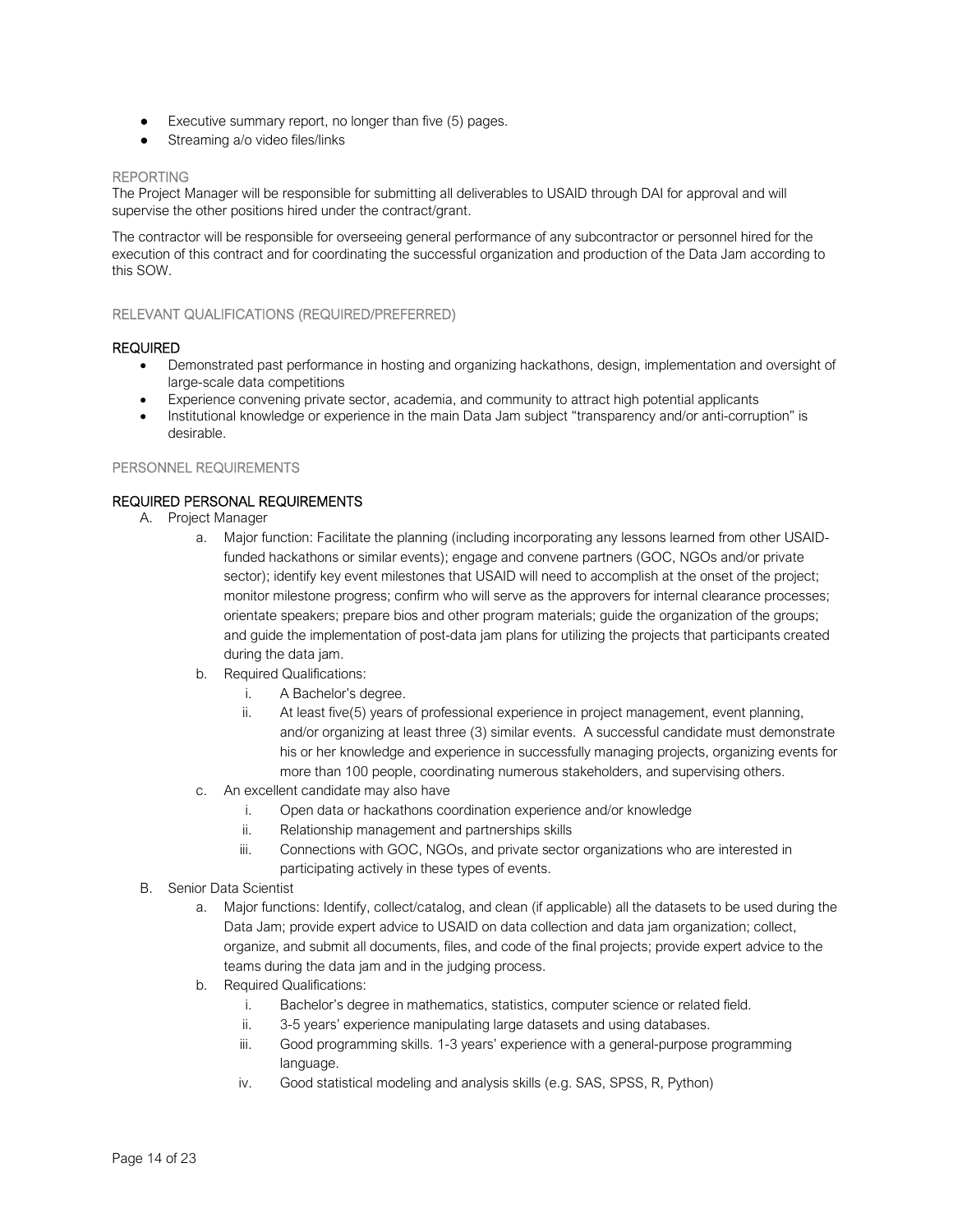- Executive summary report, no longer than five (5) pages.
- Streaming a/o video files/links

### REPORTING

The Project Manager will be responsible for submitting all deliverables to USAID through DAI for approval and will supervise the other positions hired under the contract/grant.

The contractor will be responsible for overseeing general performance of any subcontractor or personnel hired for the execution of this contract and for coordinating the successful organization and production of the Data Jam according to this SOW.

### RELEVANT QUALIFICATIONS (REQUIRED/PREFERRED)

**REQUIRED**

- Demonstrated past performance in hosting and organizing hackathons, design, implementation and oversight of large-scale data competitions
- Experience convening private sector, academia, and community to attract high potential applicants
- Institutional knowledge or experience in the main Data Jam subject "transparency and/or anti-corruption" is desirable.

### PERSONNEL REQUIREMENTS

**REQUIRED PERSONAL REQUIREMENTS**

A. Project Manager
   a. Major function: Facilitate the planning (including incorporating any lessons learned from other USAID-funded hackathons or similar events); engage and convene partners (GOC, NGOs and/or private sector); identify key event milestones that USAID will need to accomplish at the onset of the project; monitor milestone progress; confirm who will serve as the approvers for internal clearance processes; orientate speakers; prepare bios and other program materials; guide the organization of the groups; and guide the implementation of post-data jam plans for utilizing the projects that participants created during the data jam.
   b. Required Qualifications:
      i. A Bachelor's degree.
      ii. At least five(5) years of professional experience in project management, event planning, and/or organizing at least three (3) similar events. A successful candidate must demonstrate his or her knowledge and experience in successfully managing projects, organizing events for more than 100 people, coordinating numerous stakeholders, and supervising others.
   c. An excellent candidate may also have
      i. Open data or hackathons coordination experience and/or knowledge
      ii. Relationship management and partnerships skills
      iii. Connections with GOC, NGOs, and private sector organizations who are interested in participating actively in these types of events.

B. Senior Data Scientist
   a. Major functions: Identify, collect/catalog, and clean (if applicable) all the datasets to be used during the Data Jam; provide expert advice to USAID on data collection and data jam organization; collect, organize, and submit all documents, files, and code of the final projects; provide expert advice to the teams during the data jam and in the judging process.
   b. Required Qualifications:
      i. Bachelor's degree in mathematics, statistics, computer science or related field.
      ii. 3-5 years' experience manipulating large datasets and using databases.
      iii. Good programming skills. 1-3 years' experience with a general-purpose programming language.
      iv. Good statistical modeling and analysis skills (e.g. SAS, SPSS, R, Python)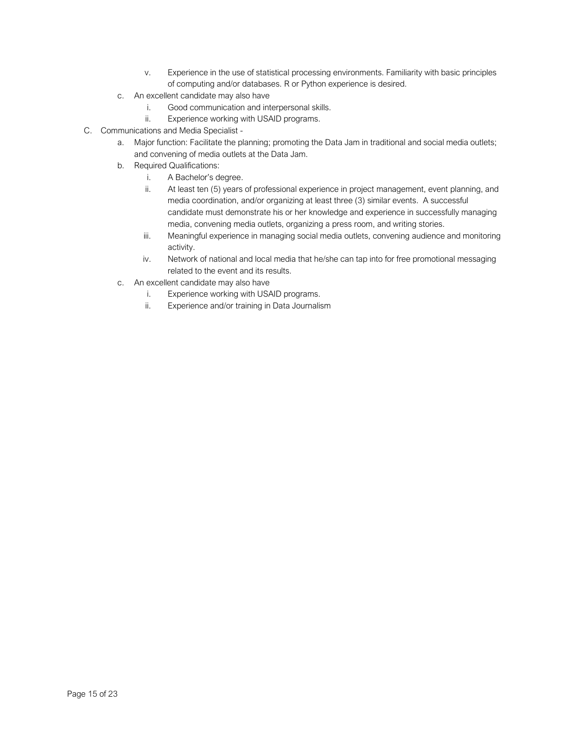v. Experience in the use of statistical processing environments. Familiarity with basic principles of computing and/or databases. R or Python experience is desired.

c. An excellent candidate may also have
   i. Good communication and interpersonal skills.
   ii. Experience working with USAID programs.

C. Communications and Media Specialist -
   a. Major function: Facilitate the planning; promoting the Data Jam in traditional and social media outlets; and convening of media outlets at the Data Jam.
   b. Required Qualifications:
      i. A Bachelor's degree.
      ii. At least ten (5) years of professional experience in project management, event planning, and media coordination, and/or organizing at least three (3) similar events. A successful candidate must demonstrate his or her knowledge and experience in successfully managing media, convening media outlets, organizing a press room, and writing stories.
      iii. Meaningful experience in managing social media outlets, convening audience and monitoring activity.
      iv. Network of national and local media that he/she can tap into for free promotional messaging related to the event and its results.
   c. An excellent candidate may also have
      i. Experience working with USAID programs.
      ii. Experience and/or training in Data Journalism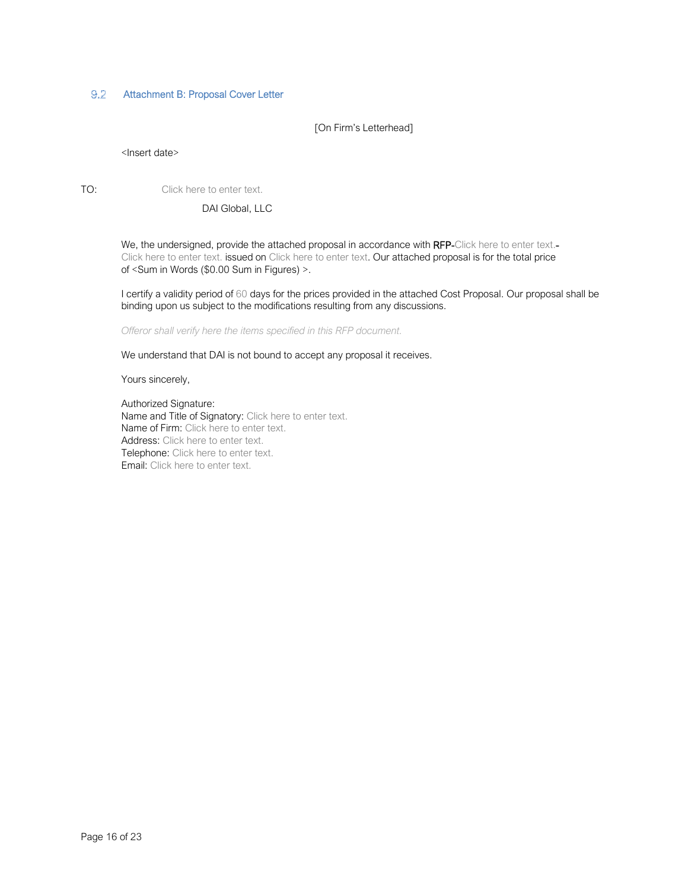## 9.2 Attachment B: Proposal Cover Letter

[On Firm's Letterhead]

<Insert date>

TO: Click here to enter text.

DAI Global, LLC

We, the undersigned, provide the attached proposal in accordance with RFP-Click here to enter text.-Click here to enter text. issued on Click here to enter text. Our attached proposal is for the total price of <Sum in Words ($0.00 Sum in Figures) >.

I certify a validity period of 60 days for the prices provided in the attached Cost Proposal. Our proposal shall be binding upon us subject to the modifications resulting from any discussions.

*Offeror shall verify here the items specified in this RFP document.*

We understand that DAI is not bound to accept any proposal it receives.

Yours sincerely,

Authorized Signature:
Name and Title of Signatory: Click here to enter text.
Name of Firm: Click here to enter text.
Address: Click here to enter text.
Telephone: Click here to enter text.
Email: Click here to enter text.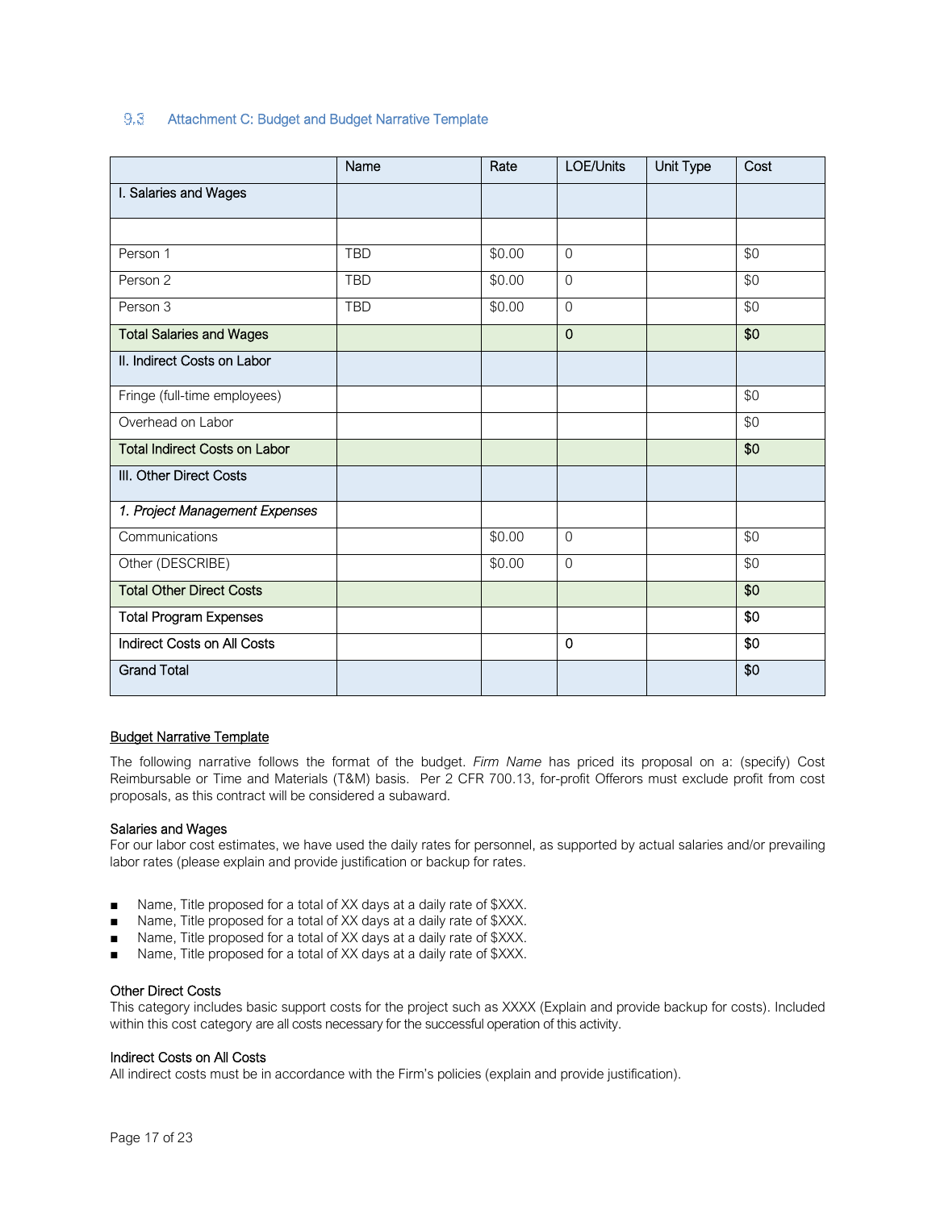### 9.3 Attachment C: Budget and Budget Narrative Template

| | Name | Rate | LOE/Units | Unit Type | Cost |
|---|---|---|---|---|---|
| I. Salaries and Wages | | | | | |
| | | | | | |
| Person 1 | TBD | $0.00 | 0 | | $0 |
| Person 2 | TBD | $0.00 | 0 | | $0 |
| Person 3 | TBD | $0.00 | 0 | | $0 |
| Total Salaries and Wages | | | 0 | | $0 |
| II. Indirect Costs on Labor | | | | | |
| Fringe (full-time employees) | | | | | $0 |
| Overhead on Labor | | | | | $0 |
| Total Indirect Costs on Labor | | | | | $0 |
| III. Other Direct Costs | | | | | |
| *1. Project Management Expenses* | | | | | |
| Communications | | $0.00 | 0 | | $0 |
| Other (DESCRIBE) | | $0.00 | 0 | | $0 |
| Total Other Direct Costs | | | | | $0 |
| Total Program Expenses | | | | | $0 |
| Indirect Costs on All Costs | | | 0 | | $0 |
| Grand Total | | | | | $0 |

<u>Budget Narrative Template</u>

The following narrative follows the format of the budget. *Firm Name* has priced its proposal on a: (specify) Cost Reimbursable or Time and Materials (T&M) basis. Per 2 CFR 700.13, for-profit Offerors must exclude profit from cost proposals, as this contract will be considered a subaward.

**Salaries and Wages**

For our labor cost estimates, we have used the daily rates for personnel, as supported by actual salaries and/or prevailing labor rates (please explain and provide justification or backup for rates.

- Name, Title proposed for a total of XX days at a daily rate of $XXX.
- Name, Title proposed for a total of XX days at a daily rate of $XXX.
- Name, Title proposed for a total of XX days at a daily rate of $XXX.
- Name, Title proposed for a total of XX days at a daily rate of $XXX.

**Other Direct Costs**

This category includes basic support costs for the project such as XXXX (Explain and provide backup for costs). Included within this cost category are all costs necessary for the successful operation of this activity.

**Indirect Costs on All Costs**

All indirect costs must be in accordance with the Firm's policies (explain and provide justification).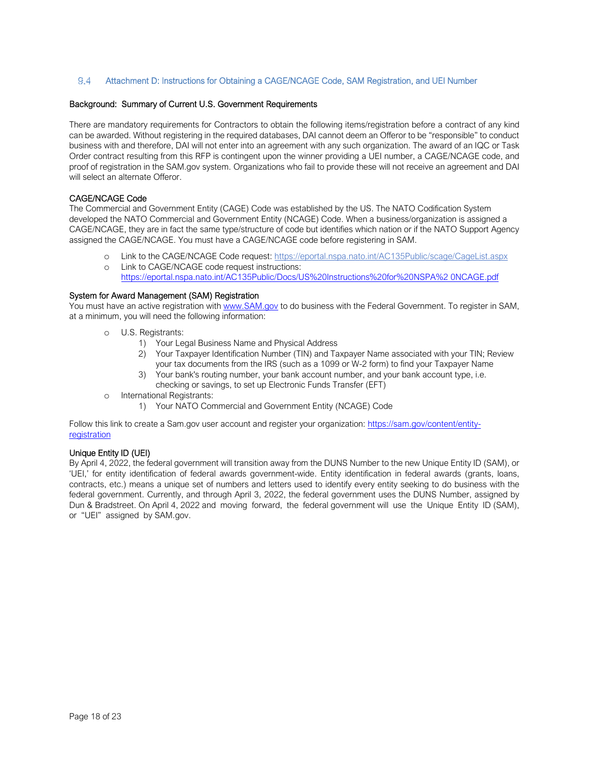## 9.4 Attachment D: Instructions for Obtaining a CAGE/NCAGE Code, SAM Registration, and UEI Number

### Background: Summary of Current U.S. Government Requirements

There are mandatory requirements for Contractors to obtain the following items/registration before a contract of any kind can be awarded. Without registering in the required databases, DAI cannot deem an Offeror to be "responsible" to conduct business with and therefore, DAI will not enter into an agreement with any such organization. The award of an IQC or Task Order contract resulting from this RFP is contingent upon the winner providing a UEI number, a CAGE/NCAGE code, and proof of registration in the SAM.gov system. Organizations who fail to provide these will not receive an agreement and DAI will select an alternate Offeror.

### CAGE/NCAGE Code

The Commercial and Government Entity (CAGE) Code was established by the US. The NATO Codification System developed the NATO Commercial and Government Entity (NCAGE) Code. When a business/organization is assigned a CAGE/NCAGE, they are in fact the same type/structure of code but identifies which nation or if the NATO Support Agency assigned the CAGE/NCAGE. You must have a CAGE/NCAGE code before registering in SAM.

- Link to the CAGE/NCAGE Code request: https://eportal.nspa.nato.int/AC135Public/scage/CageList.aspx
- Link to CAGE/NCAGE code request instructions: https://eportal.nspa.nato.int/AC135Public/Docs/US%20Instructions%20for%20NSPA%2 0NCAGE.pdf

### System for Award Management (SAM) Registration

You must have an active registration with www.SAM.gov to do business with the Federal Government. To register in SAM, at a minimum, you will need the following information:

- U.S. Registrants:
  1) Your Legal Business Name and Physical Address
  2) Your Taxpayer Identification Number (TIN) and Taxpayer Name associated with your TIN; Review your tax documents from the IRS (such as a 1099 or W-2 form) to find your Taxpayer Name
  3) Your bank's routing number, your bank account number, and your bank account type, i.e. checking or savings, to set up Electronic Funds Transfer (EFT)
- International Registrants:
  1) Your NATO Commercial and Government Entity (NCAGE) Code

Follow this link to create a Sam.gov user account and register your organization: https://sam.gov/content/entity-registration

### Unique Entity ID (UEI)

By April 4, 2022, the federal government will transition away from the DUNS Number to the new Unique Entity ID (SAM), or 'UEI,' for entity identification of federal awards government-wide. Entity identification in federal awards (grants, loans, contracts, etc.) means a unique set of numbers and letters used to identify every entity seeking to do business with the federal government. Currently, and through April 3, 2022, the federal government uses the DUNS Number, assigned by Dun & Bradstreet. On April 4, 2022 and moving forward, the federal government will use the Unique Entity ID (SAM), or "UEI" assigned by SAM.gov.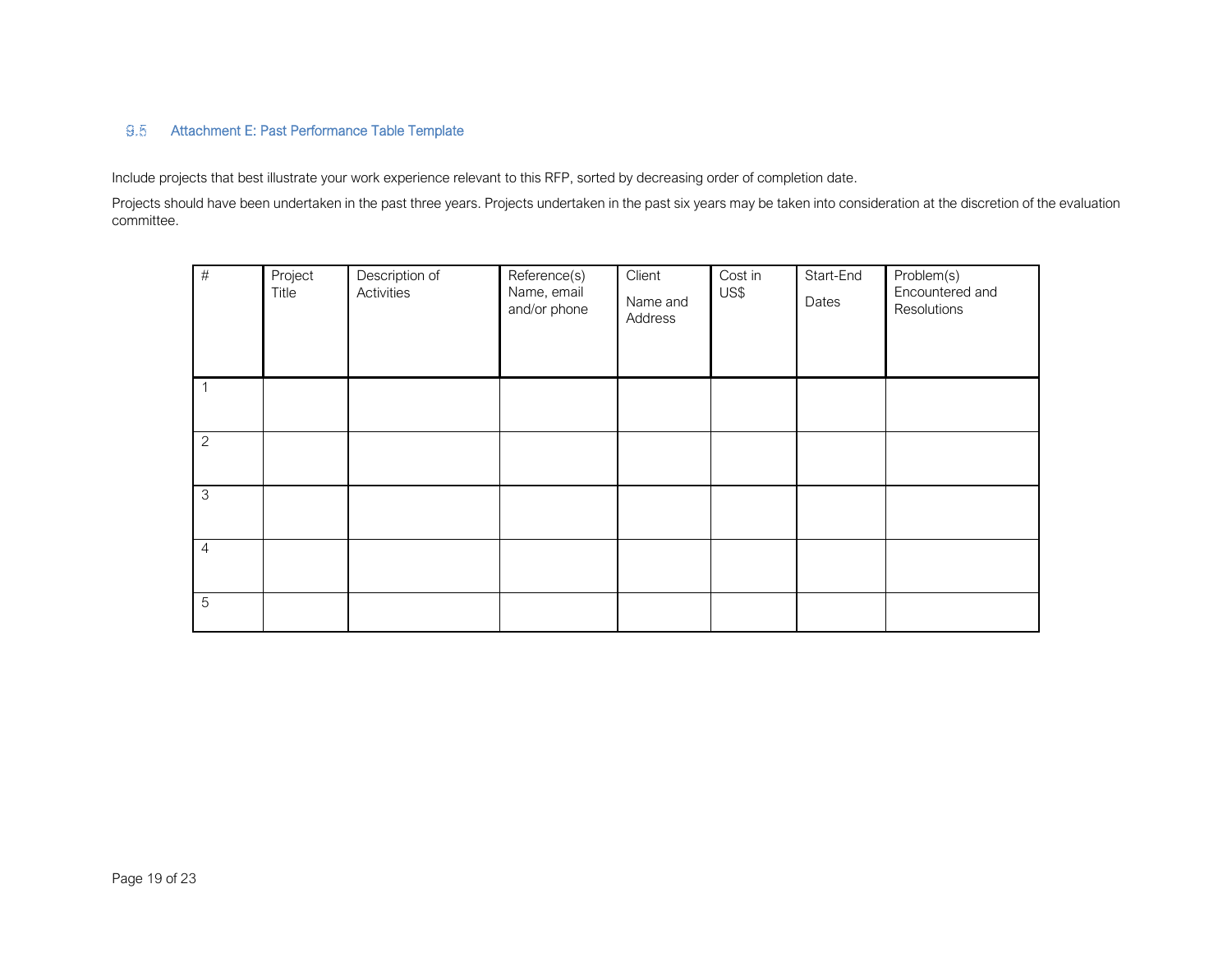### 9.5 Attachment E: Past Performance Table Template

Include projects that best illustrate your work experience relevant to this RFP, sorted by decreasing order of completion date.

Projects should have been undertaken in the past three years. Projects undertaken in the past six years may be taken into consideration at the discretion of the evaluation committee.

| # | Project Title | Description of Activities | Reference(s) Name, email and/or phone | Client Name and Address | Cost in US$ | Start-End Dates | Problem(s) Encountered and Resolutions |
|---|---|---|---|---|---|---|---|
| 1 | | | | | | | |
| 2 | | | | | | | |
| 3 | | | | | | | |
| 4 | | | | | | | |
| 5 | | | | | | | |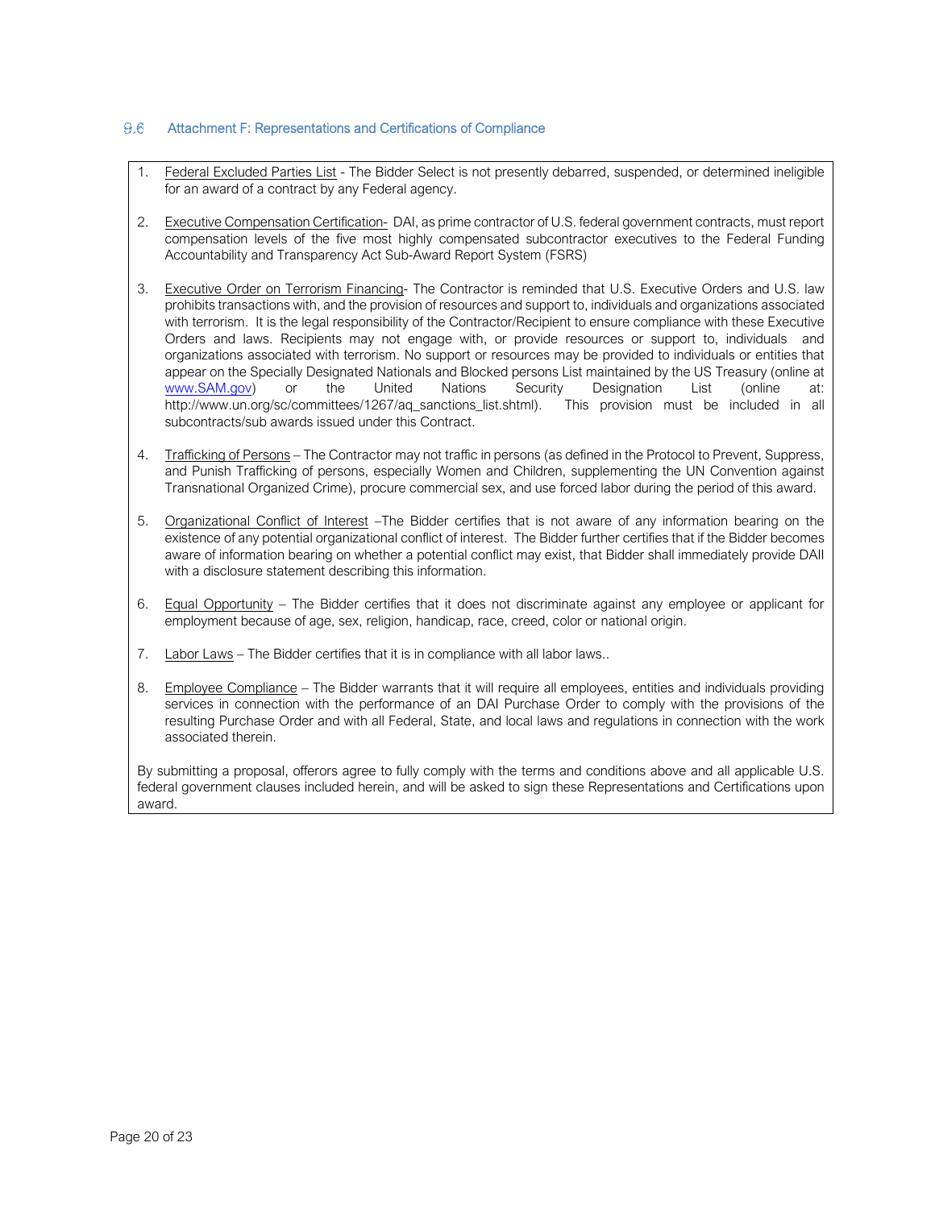## 9.6 Attachment F: Representations and Certifications of Compliance

1. Federal Excluded Parties List - The Bidder Select is not presently debarred, suspended, or determined ineligible for an award of a contract by any Federal agency.

2. Executive Compensation Certification- DAI, as prime contractor of U.S. federal government contracts, must report compensation levels of the five most highly compensated subcontractor executives to the Federal Funding Accountability and Transparency Act Sub-Award Report System (FSRS)

3. Executive Order on Terrorism Financing- The Contractor is reminded that U.S. Executive Orders and U.S. law prohibits transactions with, and the provision of resources and support to, individuals and organizations associated with terrorism. It is the legal responsibility of the Contractor/Recipient to ensure compliance with these Executive Orders and laws. Recipients may not engage with, or provide resources or support to, individuals and organizations associated with terrorism. No support or resources may be provided to individuals or entities that appear on the Specially Designated Nationals and Blocked persons List maintained by the US Treasury (online at [www.SAM.gov](http://www.SAM.gov)) or the United Nations Security Designation List (online at: http://www.un.org/sc/committees/1267/aq_sanctions_list.shtml). This provision must be included in all subcontracts/sub awards issued under this Contract.

4. Trafficking of Persons – The Contractor may not traffic in persons (as defined in the Protocol to Prevent, Suppress, and Punish Trafficking of persons, especially Women and Children, supplementing the UN Convention against Transnational Organized Crime), procure commercial sex, and use forced labor during the period of this award.

5. Organizational Conflict of Interest –The Bidder certifies that is not aware of any information bearing on the existence of any potential organizational conflict of interest. The Bidder further certifies that if the Bidder becomes aware of information bearing on whether a potential conflict may exist, that Bidder shall immediately provide DAII with a disclosure statement describing this information.

6. Equal Opportunity – The Bidder certifies that it does not discriminate against any employee or applicant for employment because of age, sex, religion, handicap, race, creed, color or national origin.

7. Labor Laws – The Bidder certifies that it is in compliance with all labor laws..

8. Employee Compliance – The Bidder warrants that it will require all employees, entities and individuals providing services in connection with the performance of an DAI Purchase Order to comply with the provisions of the resulting Purchase Order and with all Federal, State, and local laws and regulations in connection with the work associated therein.

By submitting a proposal, offerors agree to fully comply with the terms and conditions above and all applicable U.S. federal government clauses included herein, and will be asked to sign these Representations and Certifications upon award.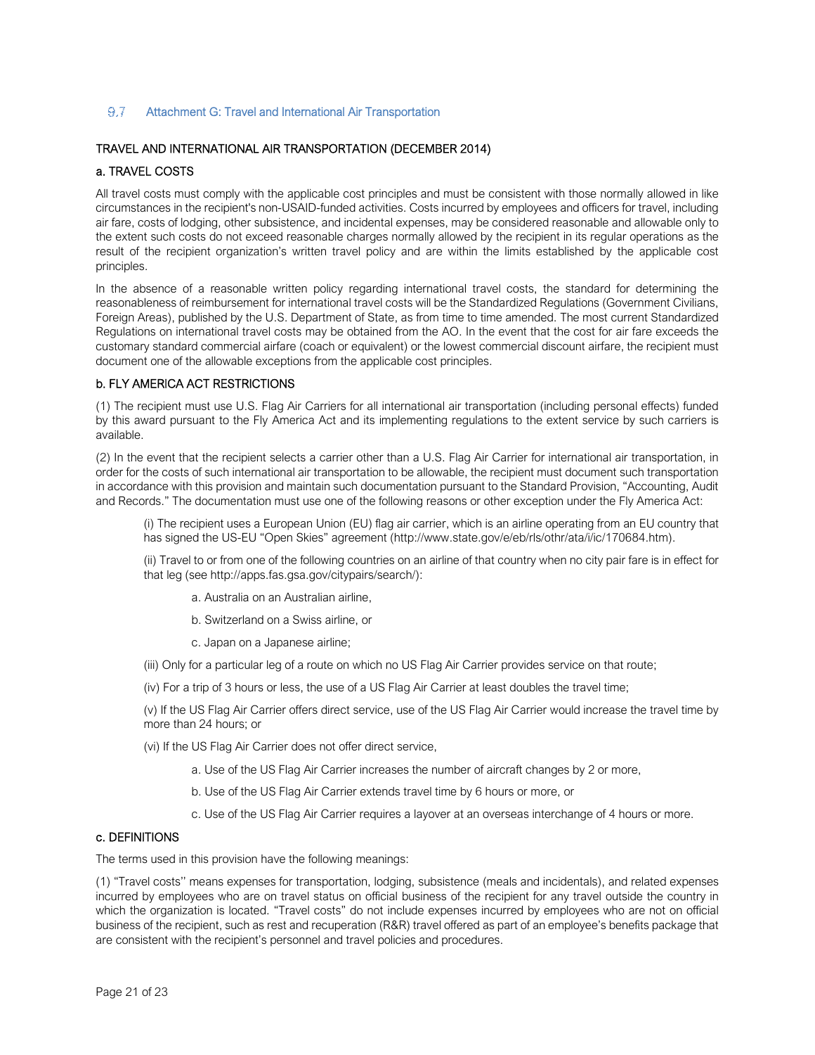## 9.7 Attachment G: Travel and International Air Transportation

### TRAVEL AND INTERNATIONAL AIR TRANSPORTATION (DECEMBER 2014)

#### a. TRAVEL COSTS

All travel costs must comply with the applicable cost principles and must be consistent with those normally allowed in like circumstances in the recipient's non-USAID-funded activities. Costs incurred by employees and officers for travel, including air fare, costs of lodging, other subsistence, and incidental expenses, may be considered reasonable and allowable only to the extent such costs do not exceed reasonable charges normally allowed by the recipient in its regular operations as the result of the recipient organization's written travel policy and are within the limits established by the applicable cost principles.

In the absence of a reasonable written policy regarding international travel costs, the standard for determining the reasonableness of reimbursement for international travel costs will be the Standardized Regulations (Government Civilians, Foreign Areas), published by the U.S. Department of State, as from time to time amended. The most current Standardized Regulations on international travel costs may be obtained from the AO. In the event that the cost for air fare exceeds the customary standard commercial airfare (coach or equivalent) or the lowest commercial discount airfare, the recipient must document one of the allowable exceptions from the applicable cost principles.

#### b. FLY AMERICA ACT RESTRICTIONS

(1) The recipient must use U.S. Flag Air Carriers for all international air transportation (including personal effects) funded by this award pursuant to the Fly America Act and its implementing regulations to the extent service by such carriers is available.

(2) In the event that the recipient selects a carrier other than a U.S. Flag Air Carrier for international air transportation, in order for the costs of such international air transportation to be allowable, the recipient must document such transportation in accordance with this provision and maintain such documentation pursuant to the Standard Provision, "Accounting, Audit and Records." The documentation must use one of the following reasons or other exception under the Fly America Act:

(i) The recipient uses a European Union (EU) flag air carrier, which is an airline operating from an EU country that has signed the US-EU "Open Skies" agreement (http://www.state.gov/e/eb/rls/othr/ata/i/ic/170684.htm).

(ii) Travel to or from one of the following countries on an airline of that country when no city pair fare is in effect for that leg (see http://apps.fas.gsa.gov/citypairs/search/):

a. Australia on an Australian airline,

b. Switzerland on a Swiss airline, or

c. Japan on a Japanese airline;

(iii) Only for a particular leg of a route on which no US Flag Air Carrier provides service on that route;

(iv) For a trip of 3 hours or less, the use of a US Flag Air Carrier at least doubles the travel time;

(v) If the US Flag Air Carrier offers direct service, use of the US Flag Air Carrier would increase the travel time by more than 24 hours; or

(vi) If the US Flag Air Carrier does not offer direct service,

a. Use of the US Flag Air Carrier increases the number of aircraft changes by 2 or more,

b. Use of the US Flag Air Carrier extends travel time by 6 hours or more, or

c. Use of the US Flag Air Carrier requires a layover at an overseas interchange of 4 hours or more.

#### c. DEFINITIONS

The terms used in this provision have the following meanings:

(1) "Travel costs" means expenses for transportation, lodging, subsistence (meals and incidentals), and related expenses incurred by employees who are on travel status on official business of the recipient for any travel outside the country in which the organization is located. "Travel costs" do not include expenses incurred by employees who are not on official business of the recipient, such as rest and recuperation (R&R) travel offered as part of an employee's benefits package that are consistent with the recipient's personnel and travel policies and procedures.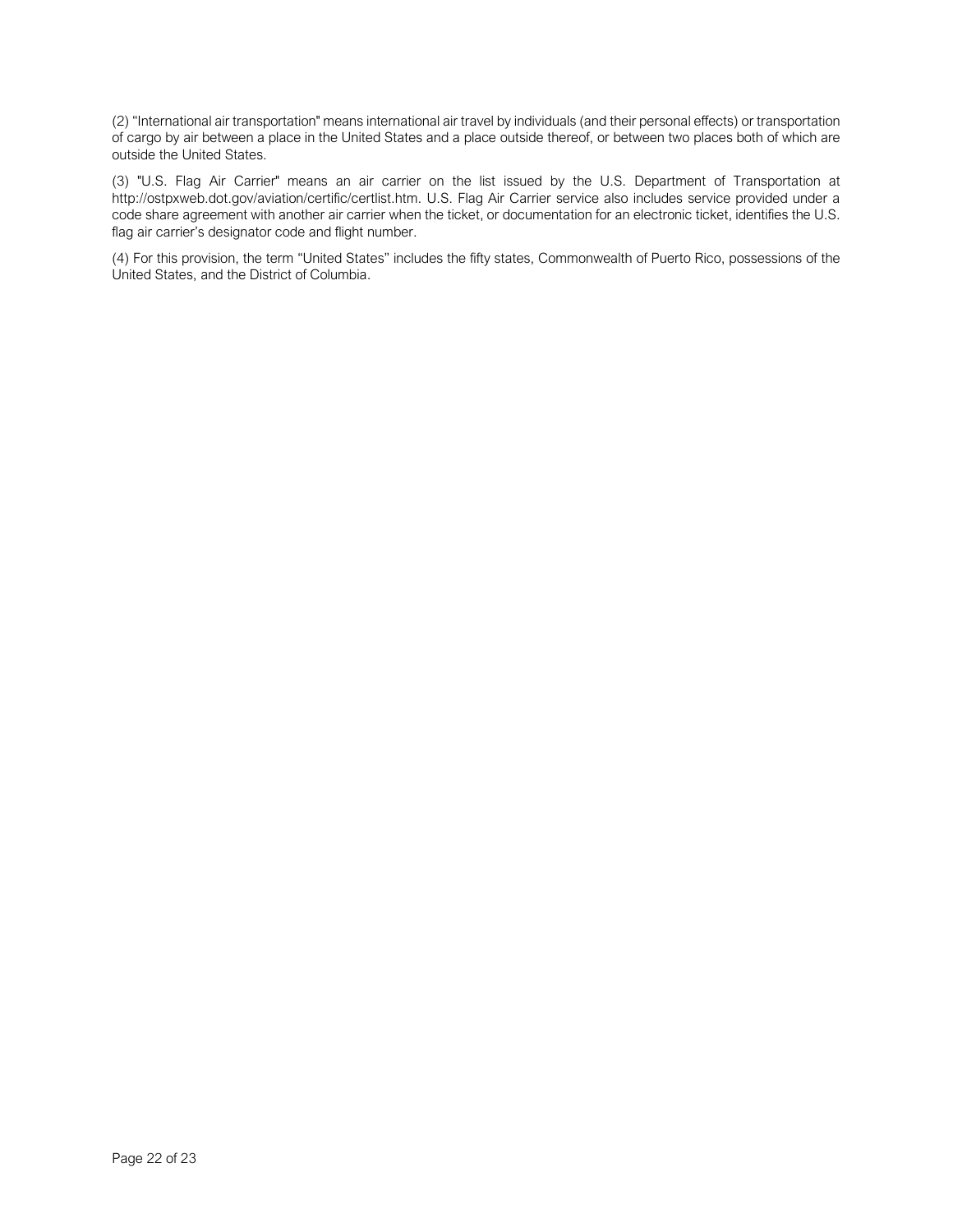(2) "International air transportation" means international air travel by individuals (and their personal effects) or transportation of cargo by air between a place in the United States and a place outside thereof, or between two places both of which are outside the United States.

(3) "U.S. Flag Air Carrier" means an air carrier on the list issued by the U.S. Department of Transportation at http://ostpxweb.dot.gov/aviation/certific/certlist.htm. U.S. Flag Air Carrier service also includes service provided under a code share agreement with another air carrier when the ticket, or documentation for an electronic ticket, identifies the U.S. flag air carrier's designator code and flight number.

(4) For this provision, the term "United States" includes the fifty states, Commonwealth of Puerto Rico, possessions of the United States, and the District of Columbia.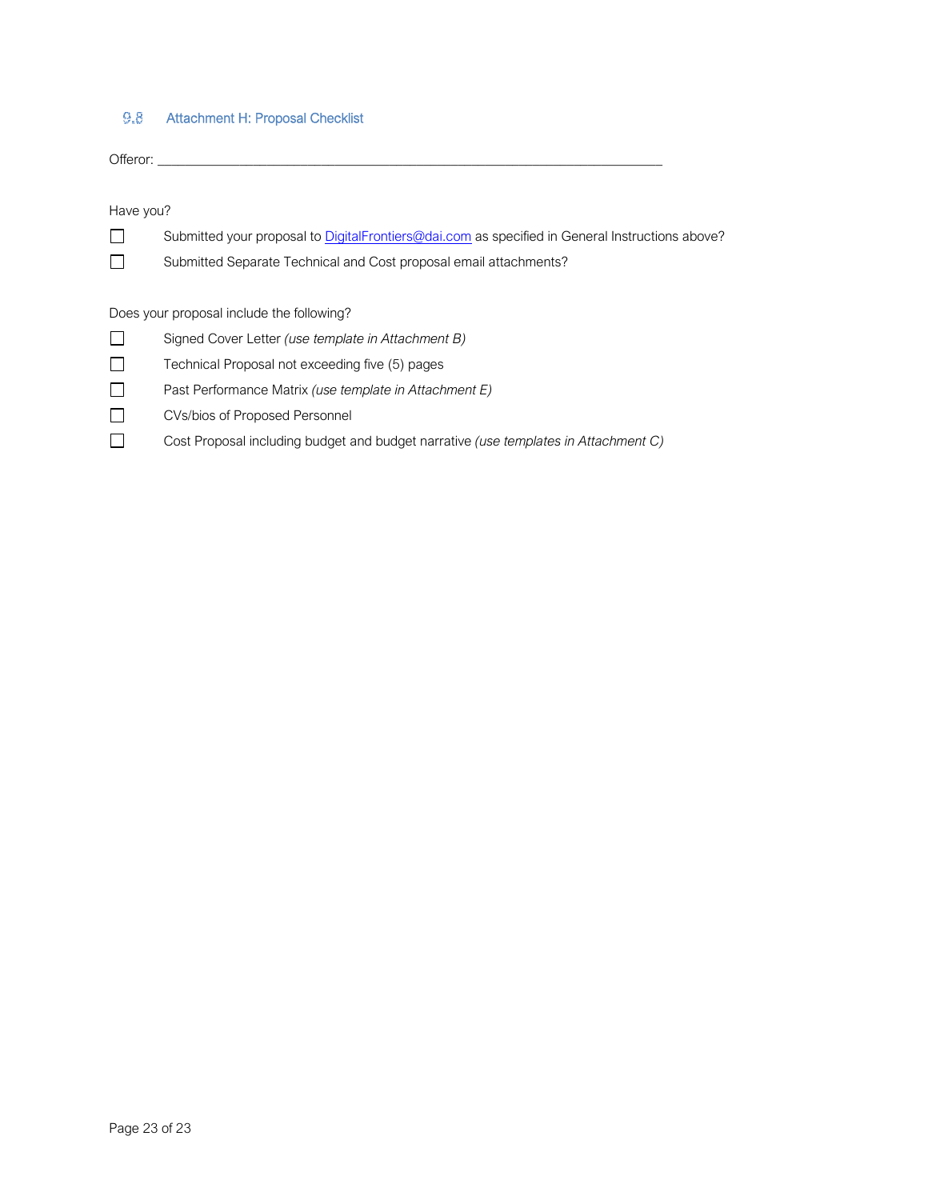### 9.8 Attachment H: Proposal Checklist

Offeror: \_\_\_\_\_\_\_\_\_\_\_\_\_\_\_\_\_\_\_\_\_\_\_\_\_\_\_\_\_\_\_\_\_\_\_\_\_\_\_\_\_\_\_\_\_\_\_\_\_\_\_\_\_\_\_\_\_\_\_\_

Have you?

- ☐ Submitted your proposal to DigitalFrontiers@dai.com as specified in General Instructions above?
- ☐ Submitted Separate Technical and Cost proposal email attachments?

Does your proposal include the following?

- ☐ Signed Cover Letter *(use template in Attachment B)*
- ☐ Technical Proposal not exceeding five (5) pages
- ☐ Past Performance Matrix *(use template in Attachment E)*
- ☐ CVs/bios of Proposed Personnel
- ☐ Cost Proposal including budget and budget narrative *(use templates in Attachment C)*